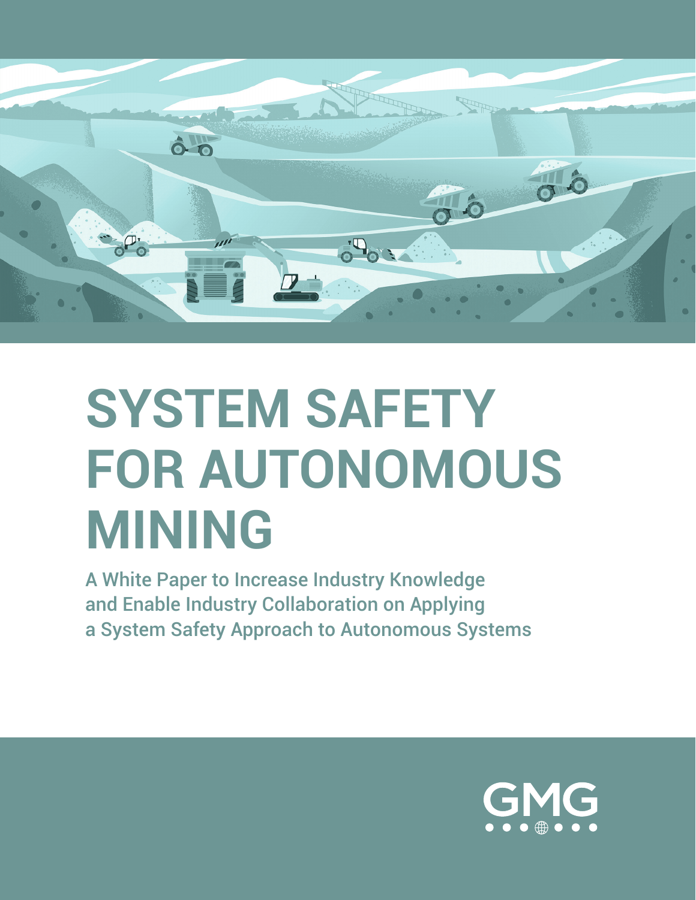# SYSTEM SAFETY FOR AUTONOMOUS MINING

A White Paper to Increase Industry Knowledge and Enable Industry Collaboration on Applying a System Safety Approach to Autonomous Systems

GMG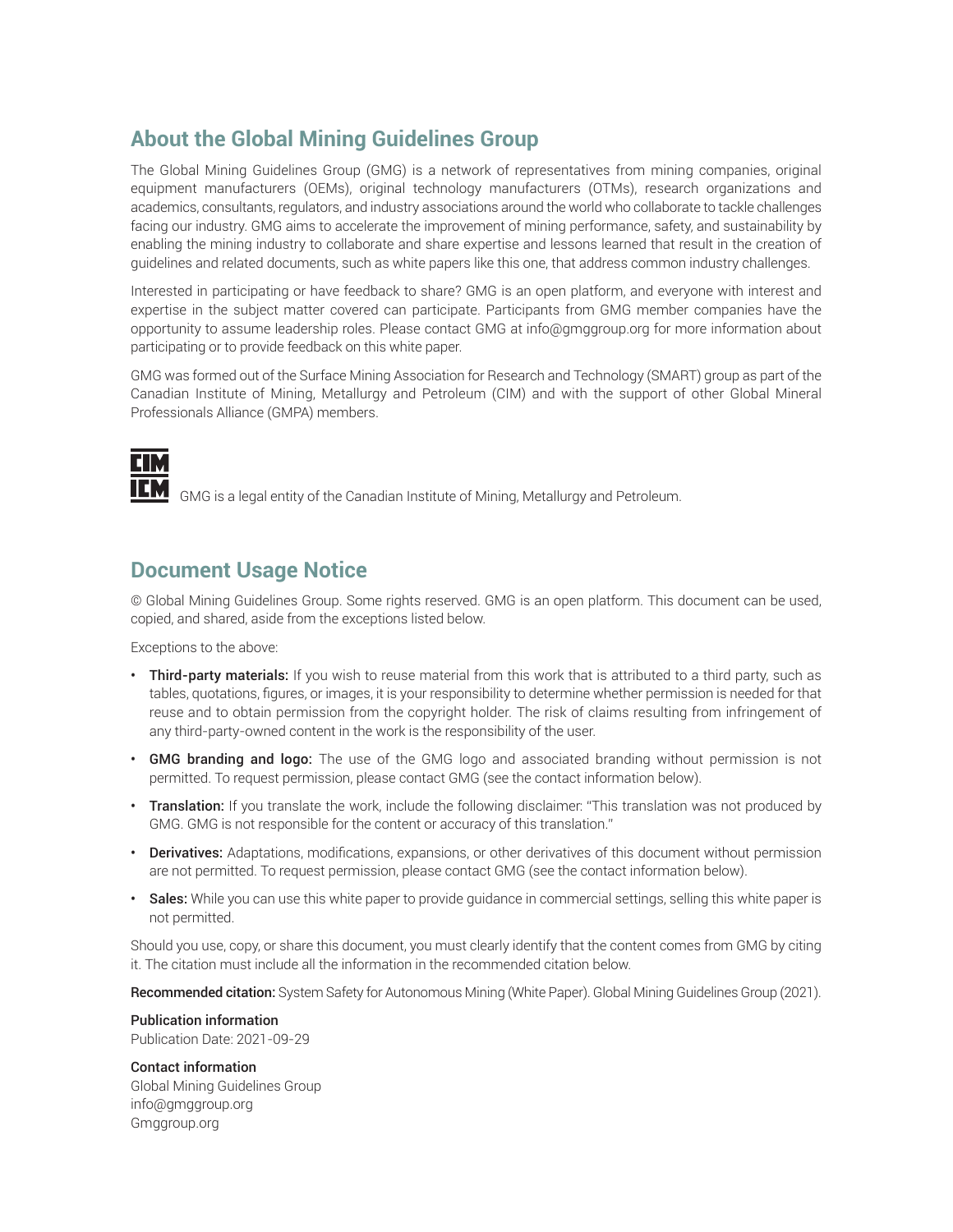## About the Global Mining Guidelines Group

The Global Mining Guidelines Group (GMG) is a network of representatives from mining companies, original equipment manufacturers (OEMs), original technology manufacturers (OTMs), research organizations and academics, consultants, regulators, and industry associations around the world who collaborate to tackle challenges facing our industry. GMG aims to accelerate the improvement of mining performance, safety, and sustainability by enabling the mining industry to collaborate and share expertise and lessons learned that result in the creation of guidelines and related documents, such as white papers like this one, that address common industry challenges.

Interested in participating or have feedback to share? GMG is an open platform, and everyone with interest and expertise in the subject matter covered can participate. Participants from GMG member companies have the opportunity to assume leadership roles. Please contact GMG at info@gmggroup.org for more information about participating or to provide feedback on this white paper.

GMG was formed out of the Surface Mining Association for Research and Technology (SMART) group as part of the Canadian Institute of Mining, Metallurgy and Petroleum (CIM) and with the support of other Global Mineral Professionals Alliance (GMPA) members.

GMG is a legal entity of the Canadian Institute of Mining, Metallurgy and Petroleum.

## Document Usage Notice

© Global Mining Guidelines Group. Some rights reserved. GMG is an open platform. This document can be used, copied, and shared, aside from the exceptions listed below.

Exceptions to the above:

- **Third-party materials:** If you wish to reuse material from this work that is attributed to a third party, such as tables, quotations, figures, or images, it is your responsibility to determine whether permission is needed for that reuse and to obtain permission from the copyright holder. The risk of claims resulting from infringement of any third-party-owned content in the work is the responsibility of the user.
- **GMG branding and logo:** The use of the GMG logo and associated branding without permission is not permitted. To request permission, please contact GMG (see the contact information below).
- **Translation:** If you translate the work, include the following disclaimer: "This translation was not produced by GMG. GMG is not responsible for the content or accuracy of this translation."
- **Derivatives:** Adaptations, modifications, expansions, or other derivatives of this document without permission are not permitted. To request permission, please contact GMG (see the contact information below).
- **Sales:** While you can use this white paper to provide guidance in commercial settings, selling this white paper is not permitted.

Should you use, copy, or share this document, you must clearly identify that the content comes from GMG by citing it. The citation must include all the information in the recommended citation below.

**Recommended citation:** System Safety for Autonomous Mining (White Paper). Global Mining Guidelines Group (2021).

**Publication information**
Publication Date: 2021-09-29

**Contact information**
Global Mining Guidelines Group
info@gmggroup.org
Gmggroup.org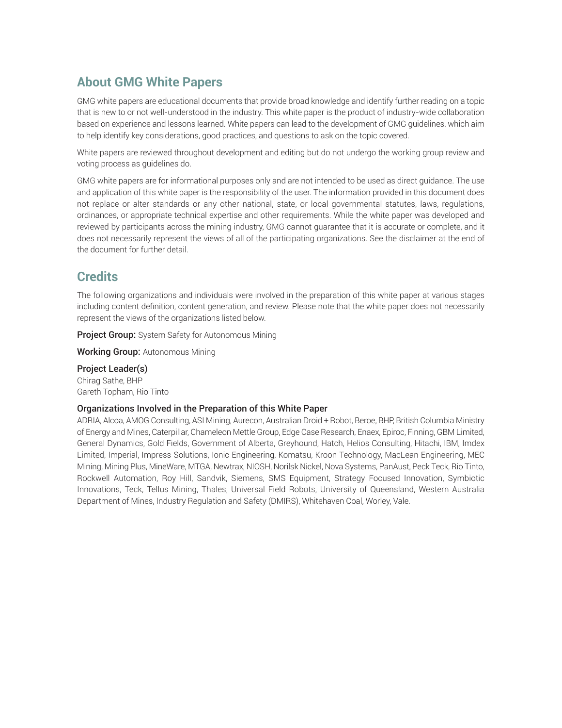## About GMG White Papers

GMG white papers are educational documents that provide broad knowledge and identify further reading on a topic that is new to or not well-understood in the industry. This white paper is the product of industry-wide collaboration based on experience and lessons learned. White papers can lead to the development of GMG guidelines, which aim to help identify key considerations, good practices, and questions to ask on the topic covered.

White papers are reviewed throughout development and editing but do not undergo the working group review and voting process as guidelines do.

GMG white papers are for informational purposes only and are not intended to be used as direct guidance. The use and application of this white paper is the responsibility of the user. The information provided in this document does not replace or alter standards or any other national, state, or local governmental statutes, laws, regulations, ordinances, or appropriate technical expertise and other requirements. While the white paper was developed and reviewed by participants across the mining industry, GMG cannot guarantee that it is accurate or complete, and it does not necessarily represent the views of all of the participating organizations. See the disclaimer at the end of the document for further detail.

## Credits

The following organizations and individuals were involved in the preparation of this white paper at various stages including content definition, content generation, and review. Please note that the white paper does not necessarily represent the views of the organizations listed below.

**Project Group:** System Safety for Autonomous Mining

**Working Group:** Autonomous Mining

**Project Leader(s)**
Chirag Sathe, BHP
Gareth Topham, Rio Tinto

**Organizations Involved in the Preparation of this White Paper**
ADRIA, Alcoa, AMOG Consulting, ASI Mining, Aurecon, Australian Droid + Robot, Beroe, BHP, British Columbia Ministry of Energy and Mines, Caterpillar, Chameleon Mettle Group, Edge Case Research, Enaex, Epiroc, Finning, GBM Limited, General Dynamics, Gold Fields, Government of Alberta, Greyhound, Hatch, Helios Consulting, Hitachi, IBM, Imdex Limited, Imperial, Impress Solutions, Ionic Engineering, Komatsu, Kroon Technology, MacLean Engineering, MEC Mining, Mining Plus, MineWare, MTGA, Newtrax, NIOSH, Norilsk Nickel, Nova Systems, PanAust, Peck Teck, Rio Tinto, Rockwell Automation, Roy Hill, Sandvik, Siemens, SMS Equipment, Strategy Focused Innovation, Symbiotic Innovations, Teck, Tellus Mining, Thales, Universal Field Robots, University of Queensland, Western Australia Department of Mines, Industry Regulation and Safety (DMIRS), Whitehaven Coal, Worley, Vale.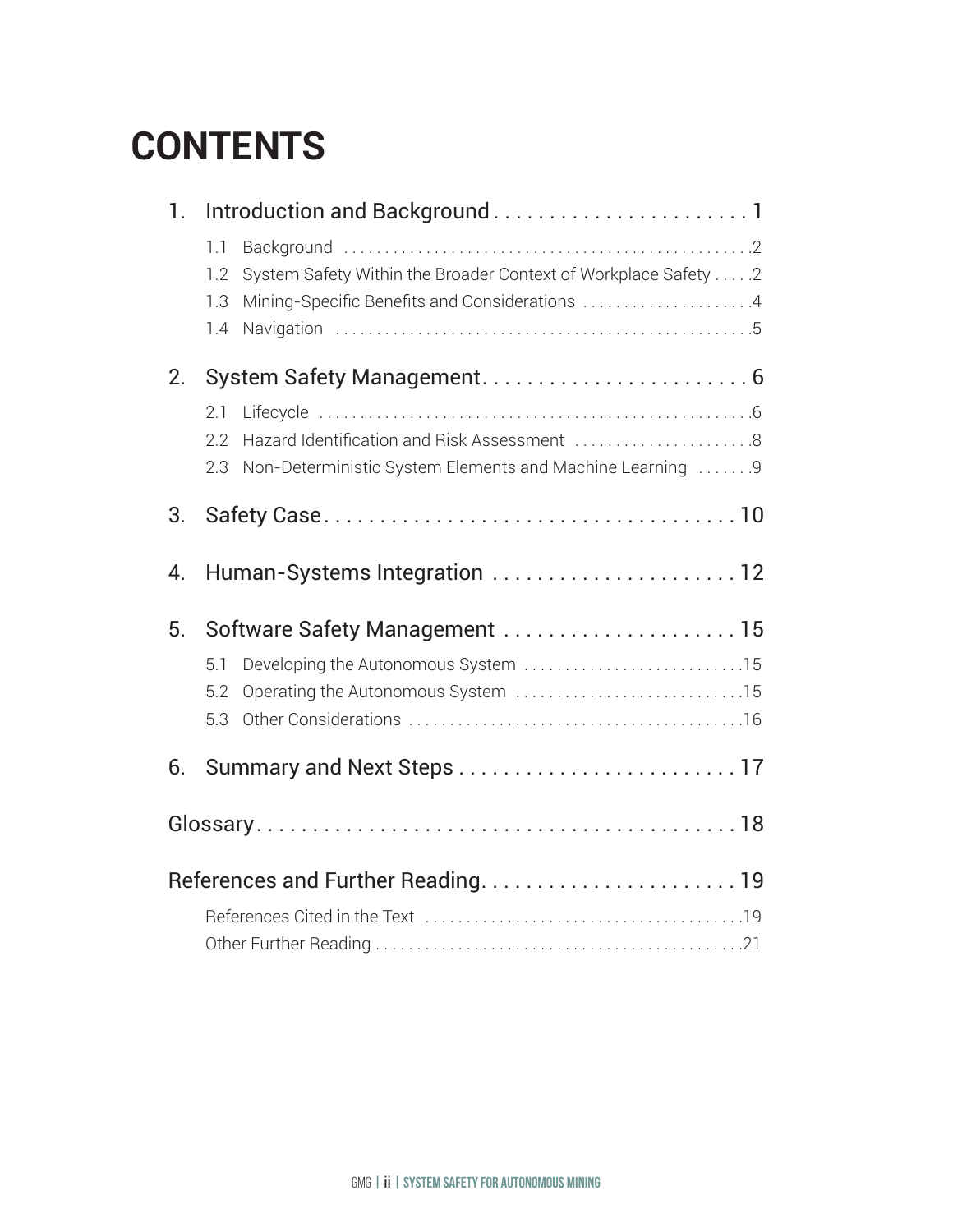# CONTENTS

1. Introduction and Background . . . . . . . . . . . . . . . . . . . . . . . 1
   - 1.1 Background . . . . . . . . . . . . . . . . . . . . . . . . . . . . . . . . . . . . . . . . . . . . . . . . 2
   - 1.2 System Safety Within the Broader Context of Workplace Safety . . . . . 2
   - 1.3 Mining-Specific Benefits and Considerations . . . . . . . . . . . . . . . . . . . . 4
   - 1.4 Navigation . . . . . . . . . . . . . . . . . . . . . . . . . . . . . . . . . . . . . . . . . . . . . . . . 5
2. System Safety Management . . . . . . . . . . . . . . . . . . . . . . . . 6
   - 2.1 Lifecycle . . . . . . . . . . . . . . . . . . . . . . . . . . . . . . . . . . . . . . . . . . . . . . . . . . 6
   - 2.2 Hazard Identification and Risk Assessment . . . . . . . . . . . . . . . . . . . . . 8
   - 2.3 Non-Deterministic System Elements and Machine Learning . . . . . . . 9
3. Safety Case . . . . . . . . . . . . . . . . . . . . . . . . . . . . . . . . . . . . . 10
4. Human-Systems Integration . . . . . . . . . . . . . . . . . . . . . . 12
5. Software Safety Management . . . . . . . . . . . . . . . . . . . . . 15
   - 5.1 Developing the Autonomous System . . . . . . . . . . . . . . . . . . . . . . . . . . 15
   - 5.2 Operating the Autonomous System . . . . . . . . . . . . . . . . . . . . . . . . . . . 15
   - 5.3 Other Considerations . . . . . . . . . . . . . . . . . . . . . . . . . . . . . . . . . . . . . . . 16
6. Summary and Next Steps . . . . . . . . . . . . . . . . . . . . . . . . . 17

Glossary . . . . . . . . . . . . . . . . . . . . . . . . . . . . . . . . . . . . . . . . . . . . 18

References and Further Reading . . . . . . . . . . . . . . . . . . . . . . . 19
- References Cited in the Text . . . . . . . . . . . . . . . . . . . . . . . . . . . . . . . . . . . . . . 19
- Other Further Reading . . . . . . . . . . . . . . . . . . . . . . . . . . . . . . . . . . . . . . . . . . . . 21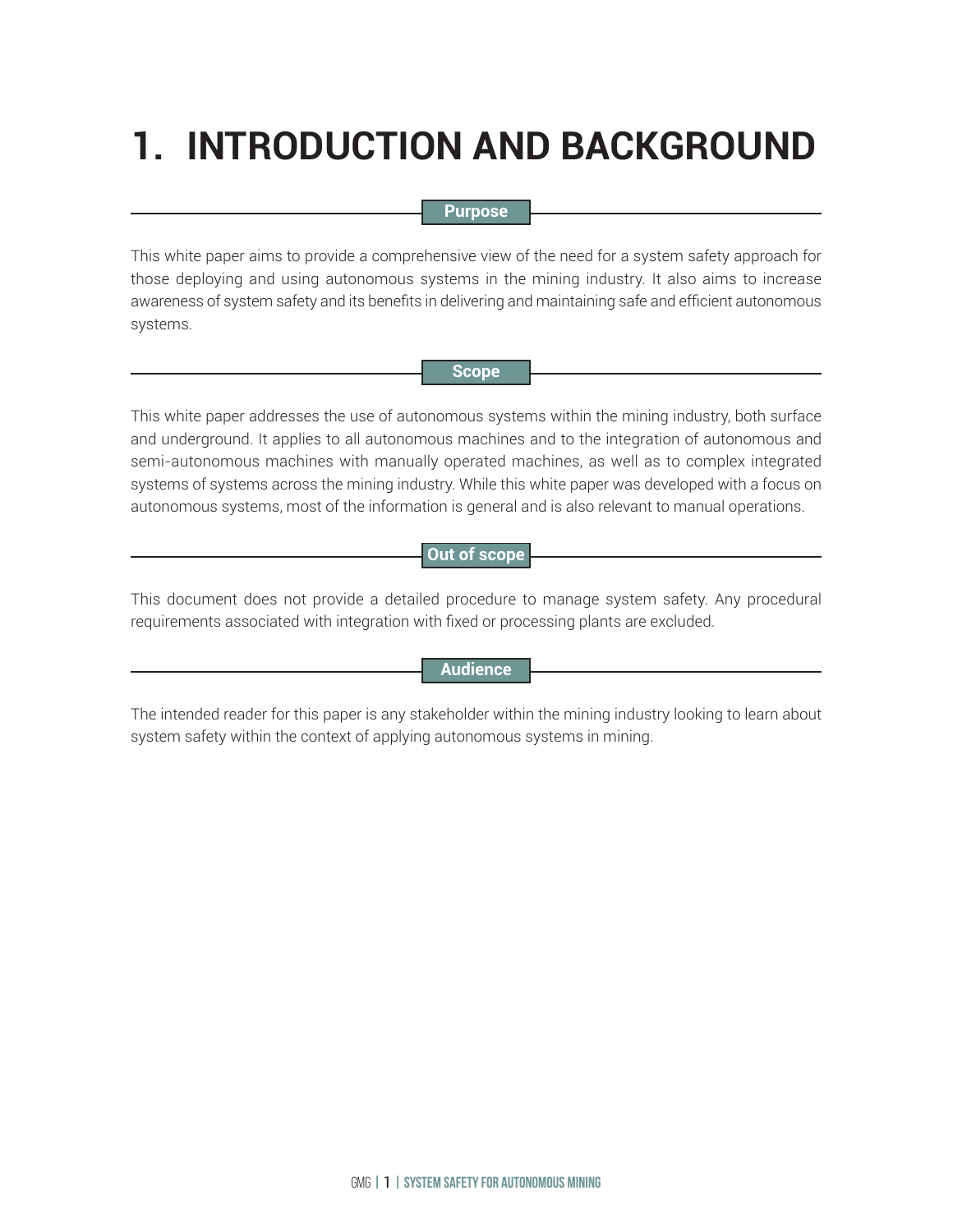# 1. INTRODUCTION AND BACKGROUND

### Purpose

This white paper aims to provide a comprehensive view of the need for a system safety approach for those deploying and using autonomous systems in the mining industry. It also aims to increase awareness of system safety and its benefits in delivering and maintaining safe and efficient autonomous systems.

### Scope

This white paper addresses the use of autonomous systems within the mining industry, both surface and underground. It applies to all autonomous machines and to the integration of autonomous and semi-autonomous machines with manually operated machines, as well as to complex integrated systems of systems across the mining industry. While this white paper was developed with a focus on autonomous systems, most of the information is general and is also relevant to manual operations.

### Out of scope

This document does not provide a detailed procedure to manage system safety. Any procedural requirements associated with integration with fixed or processing plants are excluded.

### Audience

The intended reader for this paper is any stakeholder within the mining industry looking to learn about system safety within the context of applying autonomous systems in mining.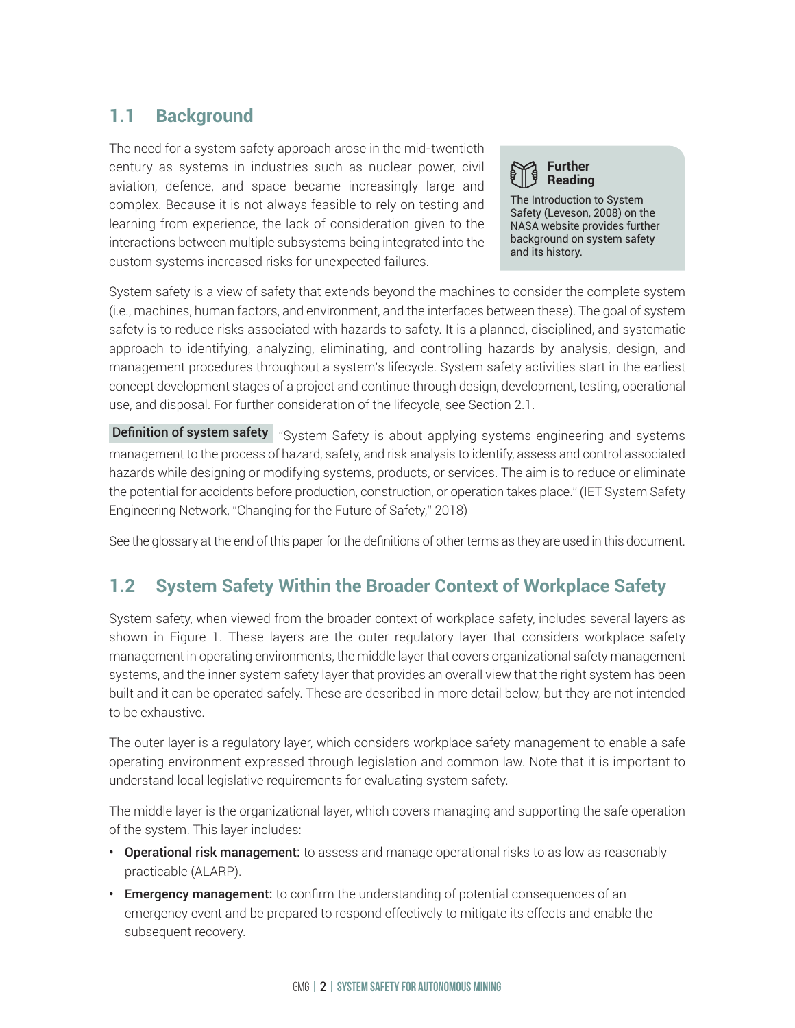## 1.1 Background

The need for a system safety approach arose in the mid-twentieth century as systems in industries such as nuclear power, civil aviation, defence, and space became increasingly large and complex. Because it is not always feasible to rely on testing and learning from experience, the lack of consideration given to the interactions between multiple subsystems being integrated into the custom systems increased risks for unexpected failures.

> **Further Reading**
>
> The Introduction to System Safety (Leveson, 2008) on the NASA website provides further background on system safety and its history.

System safety is a view of safety that extends beyond the machines to consider the complete system (i.e., machines, human factors, and environment, and the interfaces between these). The goal of system safety is to reduce risks associated with hazards to safety. It is a planned, disciplined, and systematic approach to identifying, analyzing, eliminating, and controlling hazards by analysis, design, and management procedures throughout a system's lifecycle. System safety activities start in the earliest concept development stages of a project and continue through design, development, testing, operational use, and disposal. For further consideration of the lifecycle, see Section 2.1.

**Definition of system safety** "System Safety is about applying systems engineering and systems management to the process of hazard, safety, and risk analysis to identify, assess and control associated hazards while designing or modifying systems, products, or services. The aim is to reduce or eliminate the potential for accidents before production, construction, or operation takes place." (IET System Safety Engineering Network, "Changing for the Future of Safety," 2018)

See the glossary at the end of this paper for the definitions of other terms as they are used in this document.

## 1.2 System Safety Within the Broader Context of Workplace Safety

System safety, when viewed from the broader context of workplace safety, includes several layers as shown in Figure 1. These layers are the outer regulatory layer that considers workplace safety management in operating environments, the middle layer that covers organizational safety management systems, and the inner system safety layer that provides an overall view that the right system has been built and it can be operated safely. These are described in more detail below, but they are not intended to be exhaustive.

The outer layer is a regulatory layer, which considers workplace safety management to enable a safe operating environment expressed through legislation and common law. Note that it is important to understand local legislative requirements for evaluating system safety.

The middle layer is the organizational layer, which covers managing and supporting the safe operation of the system. This layer includes:

- **Operational risk management:** to assess and manage operational risks to as low as reasonably practicable (ALARP).
- **Emergency management:** to confirm the understanding of potential consequences of an emergency event and be prepared to respond effectively to mitigate its effects and enable the subsequent recovery.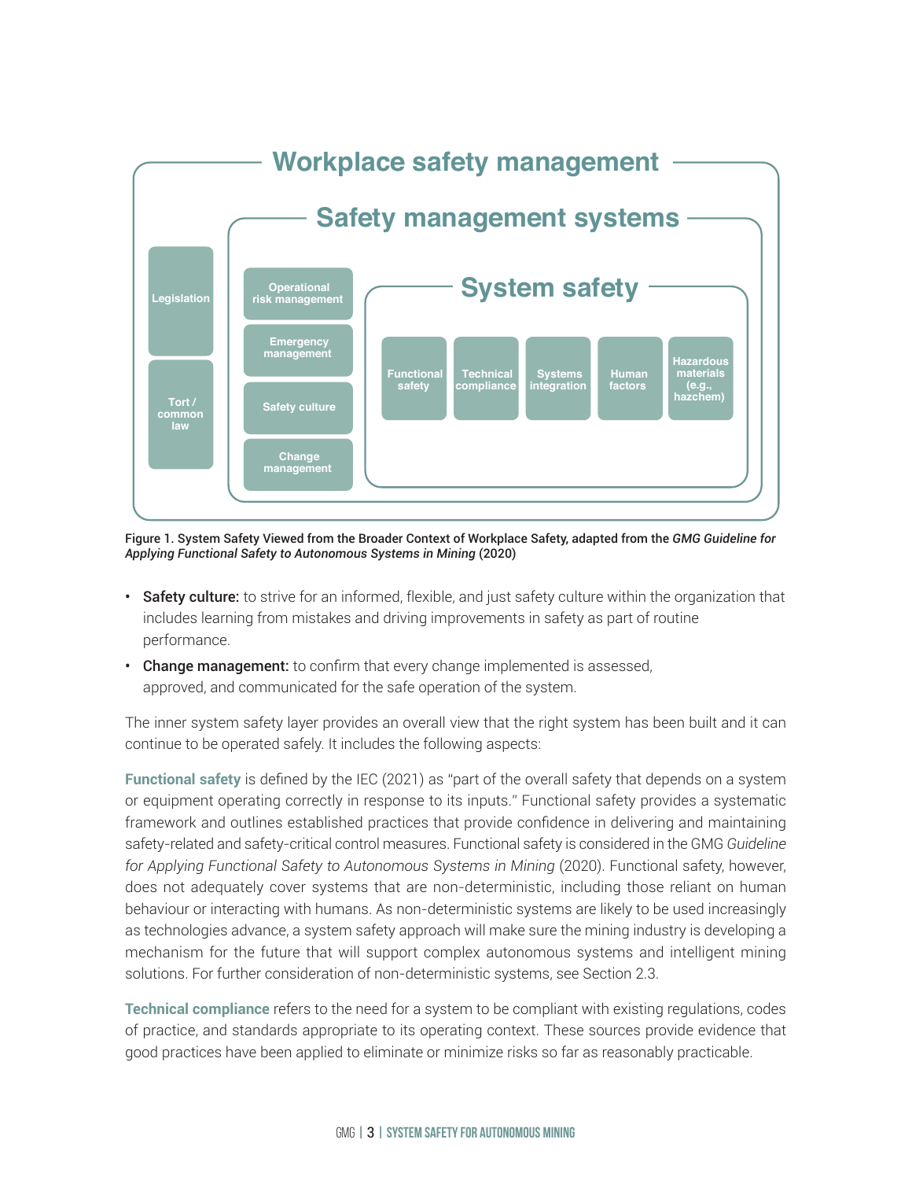Workplace safety management

Safety management systems

System safety

Legislation

Tort / common law

Operational risk management

Emergency management

Safety culture

Change management

Functional safety

Technical compliance

Systems integration

Human factors

Hazardous materials (e.g., hazchem)

Figure 1. System Safety Viewed from the Broader Context of Workplace Safety, adapted from the *GMG Guideline for Applying Functional Safety to Autonomous Systems in Mining* (2020)

- **Safety culture:** to strive for an informed, flexible, and just safety culture within the organization that includes learning from mistakes and driving improvements in safety as part of routine performance.
- **Change management:** to confirm that every change implemented is assessed, approved, and communicated for the safe operation of the system.

The inner system safety layer provides an overall view that the right system has been built and it can continue to be operated safely. It includes the following aspects:

**Functional safety** is defined by the IEC (2021) as "part of the overall safety that depends on a system or equipment operating correctly in response to its inputs." Functional safety provides a systematic framework and outlines established practices that provide confidence in delivering and maintaining safety-related and safety-critical control measures. Functional safety is considered in the GMG *Guideline for Applying Functional Safety to Autonomous Systems in Mining* (2020). Functional safety, however, does not adequately cover systems that are non-deterministic, including those reliant on human behaviour or interacting with humans. As non-deterministic systems are likely to be used increasingly as technologies advance, a system safety approach will make sure the mining industry is developing a mechanism for the future that will support complex autonomous systems and intelligent mining solutions. For further consideration of non-deterministic systems, see Section 2.3.

**Technical compliance** refers to the need for a system to be compliant with existing regulations, codes of practice, and standards appropriate to its operating context. These sources provide evidence that good practices have been applied to eliminate or minimize risks so far as reasonably practicable.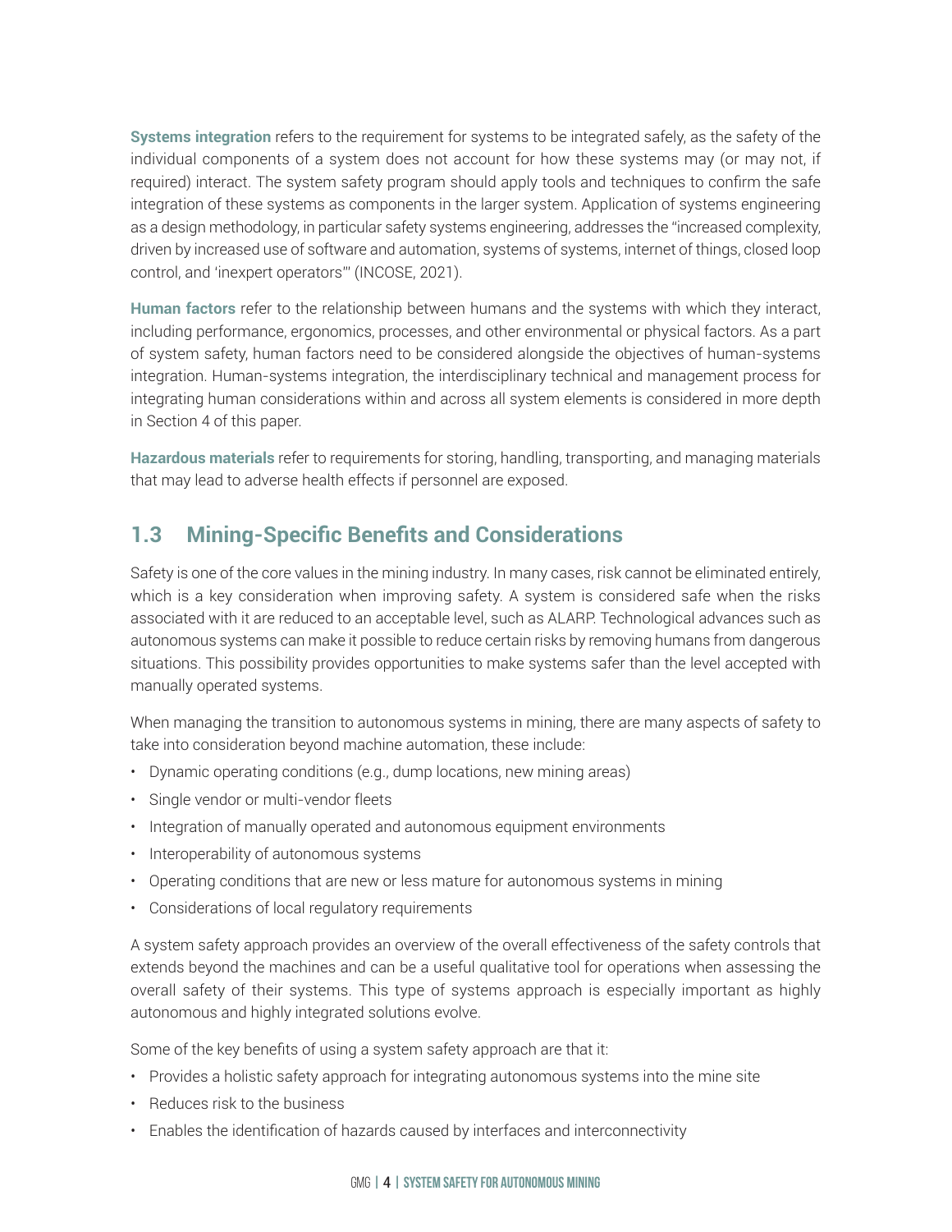**Systems integration** refers to the requirement for systems to be integrated safely, as the safety of the individual components of a system does not account for how these systems may (or may not, if required) interact. The system safety program should apply tools and techniques to confirm the safe integration of these systems as components in the larger system. Application of systems engineering as a design methodology, in particular safety systems engineering, addresses the "increased complexity, driven by increased use of software and automation, systems of systems, internet of things, closed loop control, and 'inexpert operators'" (INCOSE, 2021).

**Human factors** refer to the relationship between humans and the systems with which they interact, including performance, ergonomics, processes, and other environmental or physical factors. As a part of system safety, human factors need to be considered alongside the objectives of human-systems integration. Human-systems integration, the interdisciplinary technical and management process for integrating human considerations within and across all system elements is considered in more depth in Section 4 of this paper.

**Hazardous materials** refer to requirements for storing, handling, transporting, and managing materials that may lead to adverse health effects if personnel are exposed.

## 1.3 Mining-Specific Benefits and Considerations

Safety is one of the core values in the mining industry. In many cases, risk cannot be eliminated entirely, which is a key consideration when improving safety. A system is considered safe when the risks associated with it are reduced to an acceptable level, such as ALARP. Technological advances such as autonomous systems can make it possible to reduce certain risks by removing humans from dangerous situations. This possibility provides opportunities to make systems safer than the level accepted with manually operated systems.

When managing the transition to autonomous systems in mining, there are many aspects of safety to take into consideration beyond machine automation, these include:

- Dynamic operating conditions (e.g., dump locations, new mining areas)
- Single vendor or multi-vendor fleets
- Integration of manually operated and autonomous equipment environments
- Interoperability of autonomous systems
- Operating conditions that are new or less mature for autonomous systems in mining
- Considerations of local regulatory requirements

A system safety approach provides an overview of the overall effectiveness of the safety controls that extends beyond the machines and can be a useful qualitative tool for operations when assessing the overall safety of their systems. This type of systems approach is especially important as highly autonomous and highly integrated solutions evolve.

Some of the key benefits of using a system safety approach are that it:

- Provides a holistic safety approach for integrating autonomous systems into the mine site
- Reduces risk to the business
- Enables the identification of hazards caused by interfaces and interconnectivity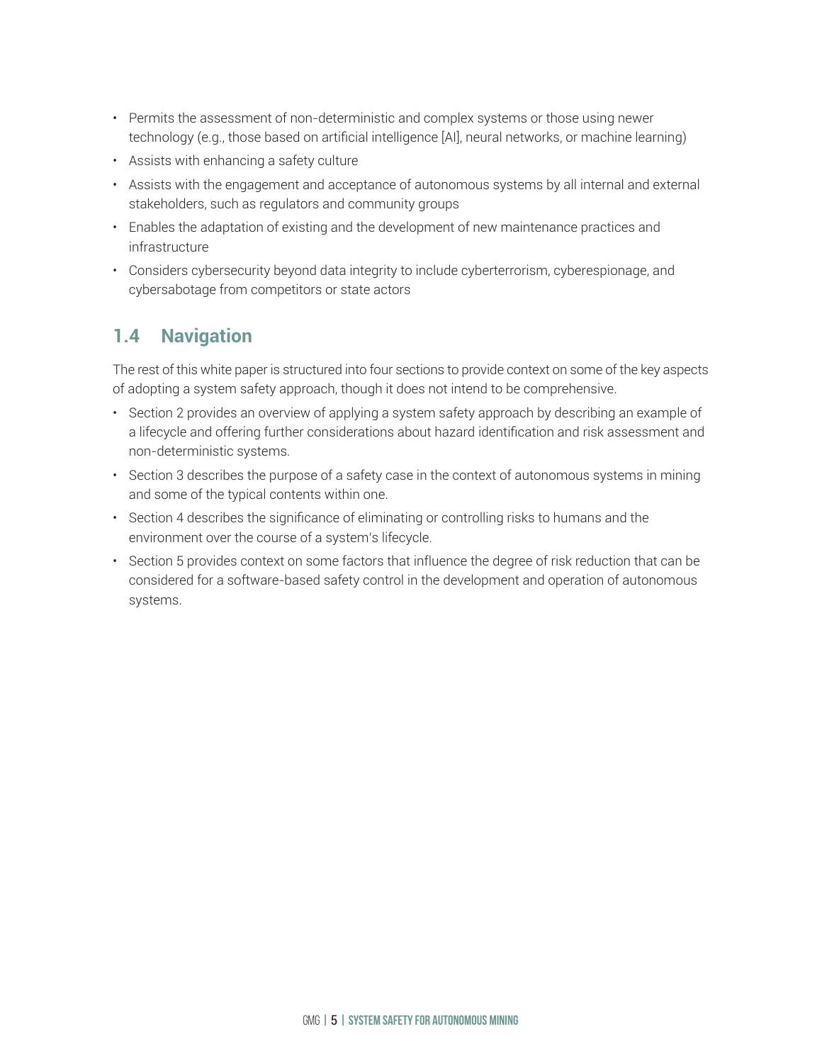- Permits the assessment of non-deterministic and complex systems or those using newer technology (e.g., those based on artificial intelligence [AI], neural networks, or machine learning)
- Assists with enhancing a safety culture
- Assists with the engagement and acceptance of autonomous systems by all internal and external stakeholders, such as regulators and community groups
- Enables the adaptation of existing and the development of new maintenance practices and infrastructure
- Considers cybersecurity beyond data integrity to include cyberterrorism, cyberespionage, and cybersabotage from competitors or state actors

## 1.4 Navigation

The rest of this white paper is structured into four sections to provide context on some of the key aspects of adopting a system safety approach, though it does not intend to be comprehensive.

- Section 2 provides an overview of applying a system safety approach by describing an example of a lifecycle and offering further considerations about hazard identification and risk assessment and non-deterministic systems.
- Section 3 describes the purpose of a safety case in the context of autonomous systems in mining and some of the typical contents within one.
- Section 4 describes the significance of eliminating or controlling risks to humans and the environment over the course of a system's lifecycle.
- Section 5 provides context on some factors that influence the degree of risk reduction that can be considered for a software-based safety control in the development and operation of autonomous systems.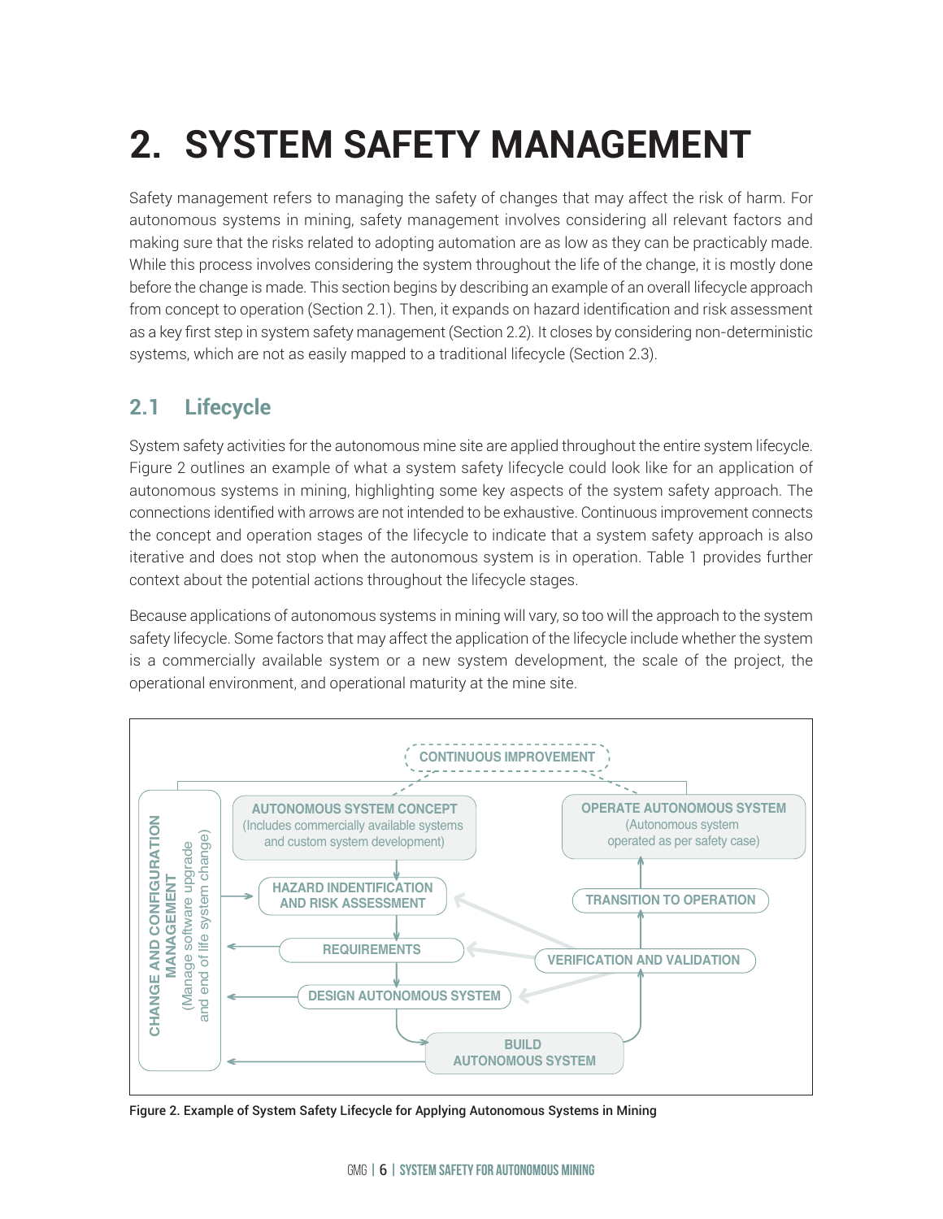# 2. SYSTEM SAFETY MANAGEMENT

Safety management refers to managing the safety of changes that may affect the risk of harm. For autonomous systems in mining, safety management involves considering all relevant factors and making sure that the risks related to adopting automation are as low as they can be practicably made. While this process involves considering the system throughout the life of the change, it is mostly done before the change is made. This section begins by describing an example of an overall lifecycle approach from concept to operation (Section 2.1). Then, it expands on hazard identification and risk assessment as a key first step in system safety management (Section 2.2). It closes by considering non-deterministic systems, which are not as easily mapped to a traditional lifecycle (Section 2.3).

## 2.1 Lifecycle

System safety activities for the autonomous mine site are applied throughout the entire system lifecycle. Figure 2 outlines an example of what a system safety lifecycle could look like for an application of autonomous systems in mining, highlighting some key aspects of the system safety approach. The connections identified with arrows are not intended to be exhaustive. Continuous improvement connects the concept and operation stages of the lifecycle to indicate that a system safety approach is also iterative and does not stop when the autonomous system is in operation. Table 1 provides further context about the potential actions throughout the lifecycle stages.

Because applications of autonomous systems in mining will vary, so too will the approach to the system safety lifecycle. Some factors that may affect the application of the lifecycle include whether the system is a commercially available system or a new system development, the scale of the project, the operational environment, and operational maturity at the mine site.

CONTINUOUS IMPROVEMENT

CHANGE AND CONFIGURATION MANAGEMENT (Manage software upgrade and end of life system change)

AUTONOMOUS SYSTEM CONCEPT (Includes commercially available systems and custom system development)

HAZARD INDENTIFICATION AND RISK ASSESSMENT

REQUIREMENTS

DESIGN AUTONOMOUS SYSTEM

BUILD AUTONOMOUS SYSTEM

VERIFICATION AND VALIDATION

TRANSITION TO OPERATION

OPERATE AUTONOMOUS SYSTEM (Autonomous system operated as per safety case)

Figure 2. Example of System Safety Lifecycle for Applying Autonomous Systems in Mining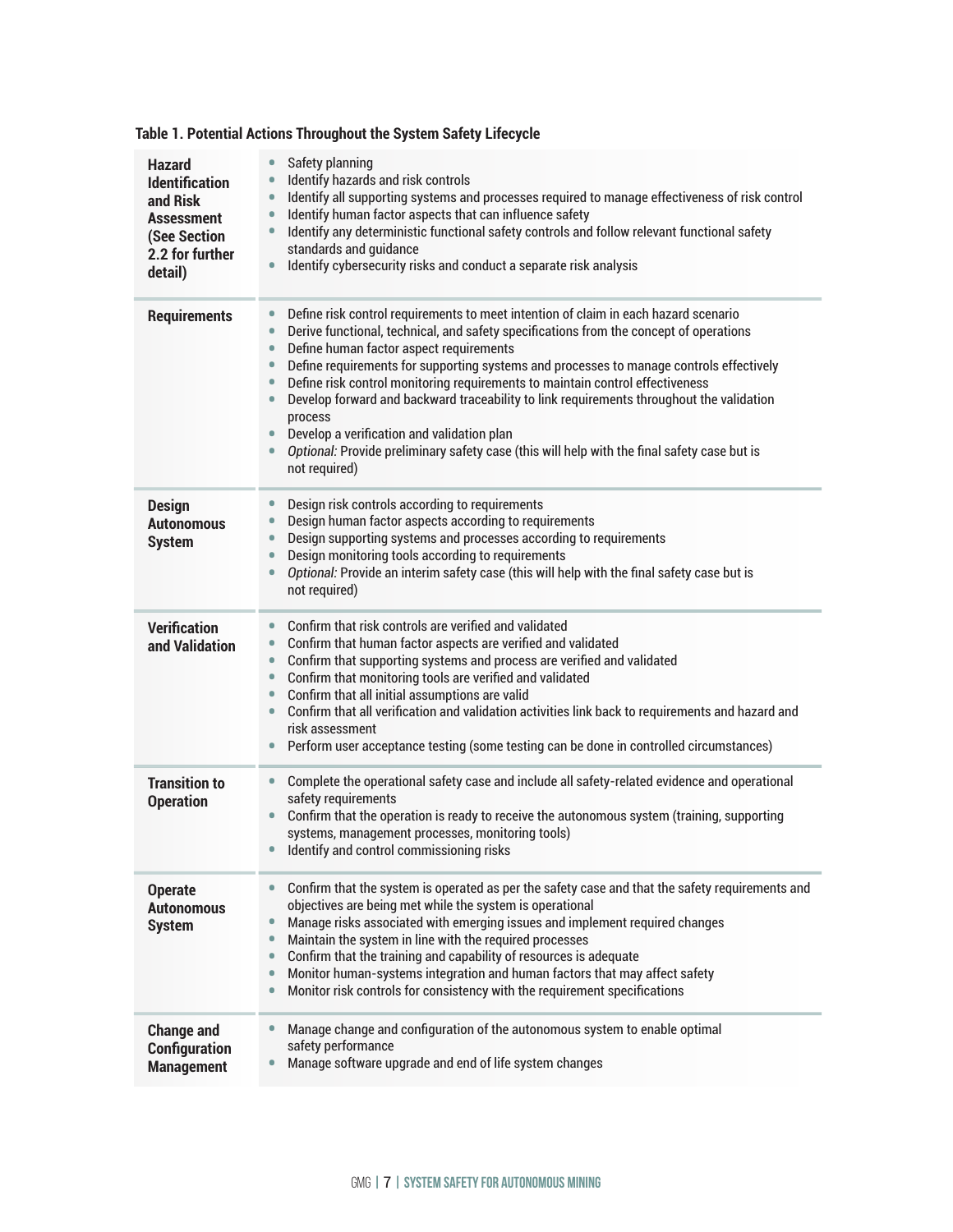**Table 1. Potential Actions Throughout the System Safety Lifecycle**

| | |
|---|---|
| **Hazard Identification and Risk Assessment (See Section 2.2 for further detail)** | • Safety planning<br>• Identify hazards and risk controls<br>• Identify all supporting systems and processes required to manage effectiveness of risk control<br>• Identify human factor aspects that can influence safety<br>• Identify any deterministic functional safety controls and follow relevant functional safety standards and guidance<br>• Identify cybersecurity risks and conduct a separate risk analysis |
| **Requirements** | • Define risk control requirements to meet intention of claim in each hazard scenario<br>• Derive functional, technical, and safety specifications from the concept of operations<br>• Define human factor aspect requirements<br>• Define requirements for supporting systems and processes to manage controls effectively<br>• Define risk control monitoring requirements to maintain control effectiveness<br>• Develop forward and backward traceability to link requirements throughout the validation process<br>• Develop a verification and validation plan<br>• *Optional:* Provide preliminary safety case (this will help with the final safety case but is not required) |
| **Design Autonomous System** | • Design risk controls according to requirements<br>• Design human factor aspects according to requirements<br>• Design supporting systems and processes according to requirements<br>• Design monitoring tools according to requirements<br>• *Optional:* Provide an interim safety case (this will help with the final safety case but is not required) |
| **Verification and Validation** | • Confirm that risk controls are verified and validated<br>• Confirm that human factor aspects are verified and validated<br>• Confirm that supporting systems and process are verified and validated<br>• Confirm that monitoring tools are verified and validated<br>• Confirm that all initial assumptions are valid<br>• Confirm that all verification and validation activities link back to requirements and hazard and risk assessment<br>• Perform user acceptance testing (some testing can be done in controlled circumstances) |
| **Transition to Operation** | • Complete the operational safety case and include all safety-related evidence and operational safety requirements<br>• Confirm that the operation is ready to receive the autonomous system (training, supporting systems, management processes, monitoring tools)<br>• Identify and control commissioning risks |
| **Operate Autonomous System** | • Confirm that the system is operated as per the safety case and that the safety requirements and objectives are being met while the system is operational<br>• Manage risks associated with emerging issues and implement required changes<br>• Maintain the system in line with the required processes<br>• Confirm that the training and capability of resources is adequate<br>• Monitor human-systems integration and human factors that may affect safety<br>• Monitor risk controls for consistency with the requirement specifications |
| **Change and Configuration Management** | • Manage change and configuration of the autonomous system to enable optimal safety performance<br>• Manage software upgrade and end of life system changes |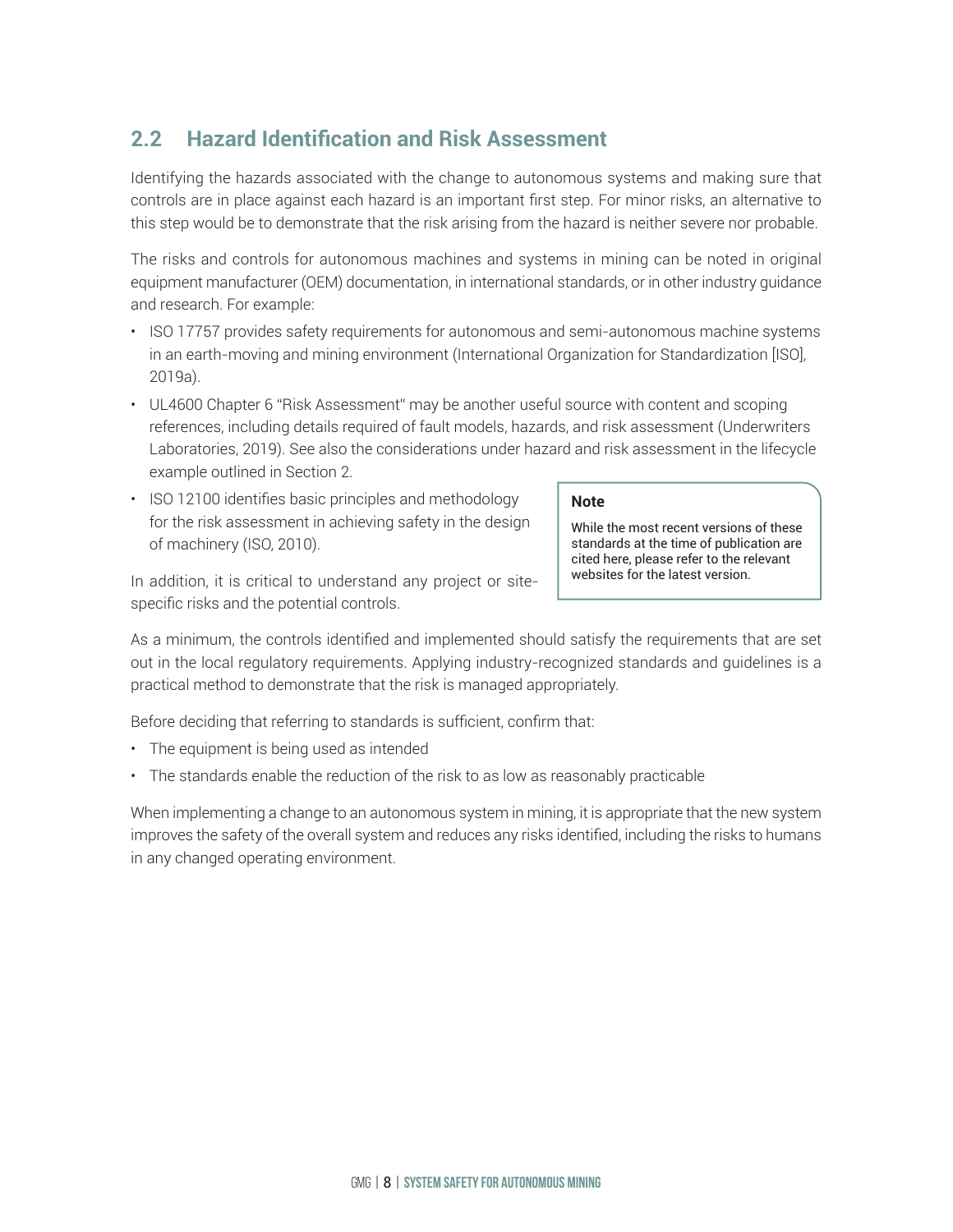## 2.2 Hazard Identification and Risk Assessment

Identifying the hazards associated with the change to autonomous systems and making sure that controls are in place against each hazard is an important first step. For minor risks, an alternative to this step would be to demonstrate that the risk arising from the hazard is neither severe nor probable.

The risks and controls for autonomous machines and systems in mining can be noted in original equipment manufacturer (OEM) documentation, in international standards, or in other industry guidance and research. For example:

- ISO 17757 provides safety requirements for autonomous and semi-autonomous machine systems in an earth-moving and mining environment (International Organization for Standardization [ISO], 2019a).
- UL4600 Chapter 6 "Risk Assessment" may be another useful source with content and scoping references, including details required of fault models, hazards, and risk assessment (Underwriters Laboratories, 2019). See also the considerations under hazard and risk assessment in the lifecycle example outlined in Section 2.
- ISO 12100 identifies basic principles and methodology for the risk assessment in achieving safety in the design of machinery (ISO, 2010).

> **Note**
>
> While the most recent versions of these standards at the time of publication are cited here, please refer to the relevant websites for the latest version.

In addition, it is critical to understand any project or site-specific risks and the potential controls.

As a minimum, the controls identified and implemented should satisfy the requirements that are set out in the local regulatory requirements. Applying industry-recognized standards and guidelines is a practical method to demonstrate that the risk is managed appropriately.

Before deciding that referring to standards is sufficient, confirm that:

- The equipment is being used as intended
- The standards enable the reduction of the risk to as low as reasonably practicable

When implementing a change to an autonomous system in mining, it is appropriate that the new system improves the safety of the overall system and reduces any risks identified, including the risks to humans in any changed operating environment.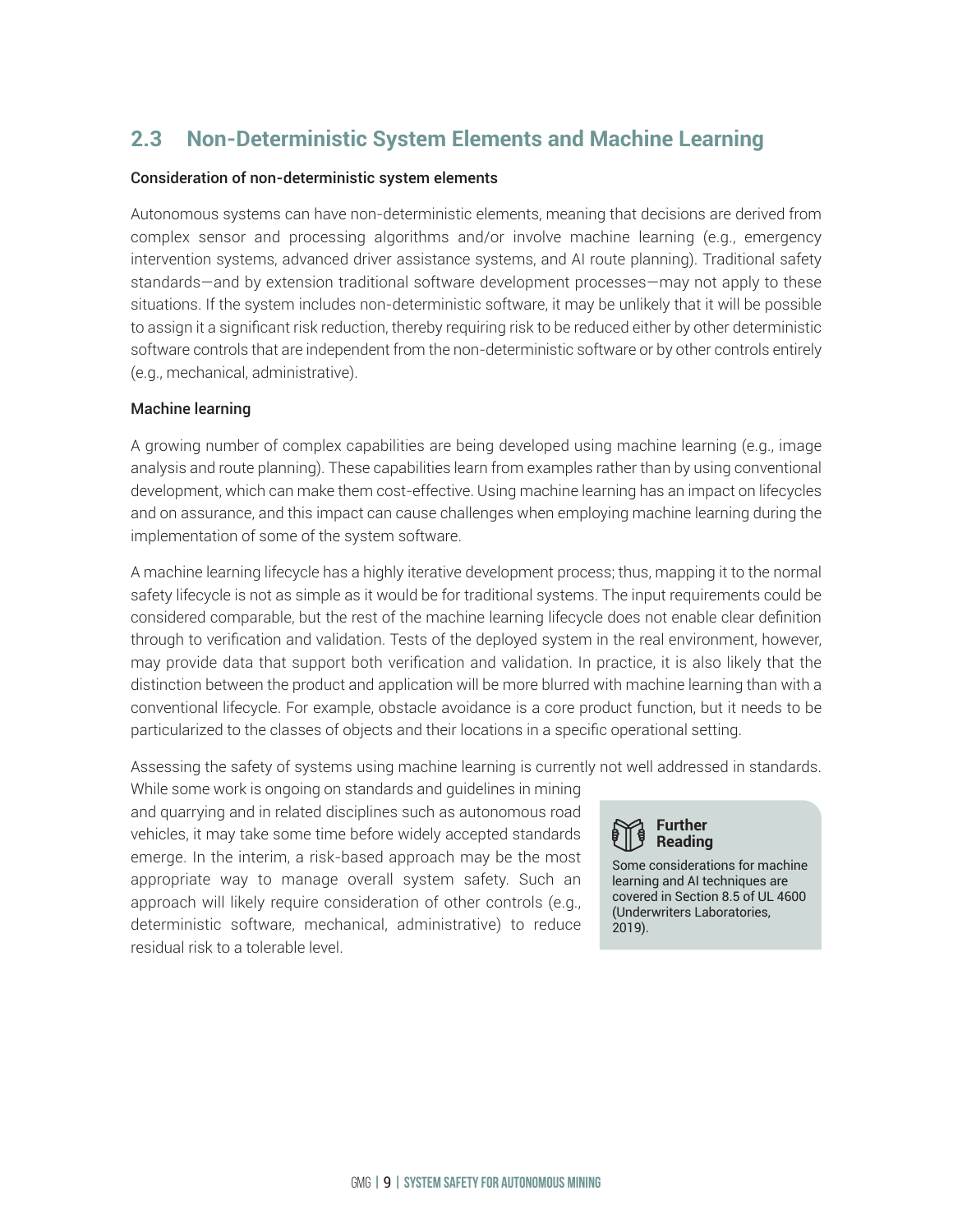## 2.3 Non-Deterministic System Elements and Machine Learning

### Consideration of non-deterministic system elements

Autonomous systems can have non-deterministic elements, meaning that decisions are derived from complex sensor and processing algorithms and/or involve machine learning (e.g., emergency intervention systems, advanced driver assistance systems, and AI route planning). Traditional safety standards—and by extension traditional software development processes—may not apply to these situations. If the system includes non-deterministic software, it may be unlikely that it will be possible to assign it a significant risk reduction, thereby requiring risk to be reduced either by other deterministic software controls that are independent from the non-deterministic software or by other controls entirely (e.g., mechanical, administrative).

### Machine learning

A growing number of complex capabilities are being developed using machine learning (e.g., image analysis and route planning). These capabilities learn from examples rather than by using conventional development, which can make them cost-effective. Using machine learning has an impact on lifecycles and on assurance, and this impact can cause challenges when employing machine learning during the implementation of some of the system software.

A machine learning lifecycle has a highly iterative development process; thus, mapping it to the normal safety lifecycle is not as simple as it would be for traditional systems. The input requirements could be considered comparable, but the rest of the machine learning lifecycle does not enable clear definition through to verification and validation. Tests of the deployed system in the real environment, however, may provide data that support both verification and validation. In practice, it is also likely that the distinction between the product and application will be more blurred with machine learning than with a conventional lifecycle. For example, obstacle avoidance is a core product function, but it needs to be particularized to the classes of objects and their locations in a specific operational setting.

Assessing the safety of systems using machine learning is currently not well addressed in standards. While some work is ongoing on standards and guidelines in mining and quarrying and in related disciplines such as autonomous road vehicles, it may take some time before widely accepted standards emerge. In the interim, a risk-based approach may be the most appropriate way to manage overall system safety. Such an approach will likely require consideration of other controls (e.g., deterministic software, mechanical, administrative) to reduce residual risk to a tolerable level.

**Further Reading**

Some considerations for machine learning and AI techniques are covered in Section 8.5 of UL 4600 (Underwriters Laboratories, 2019).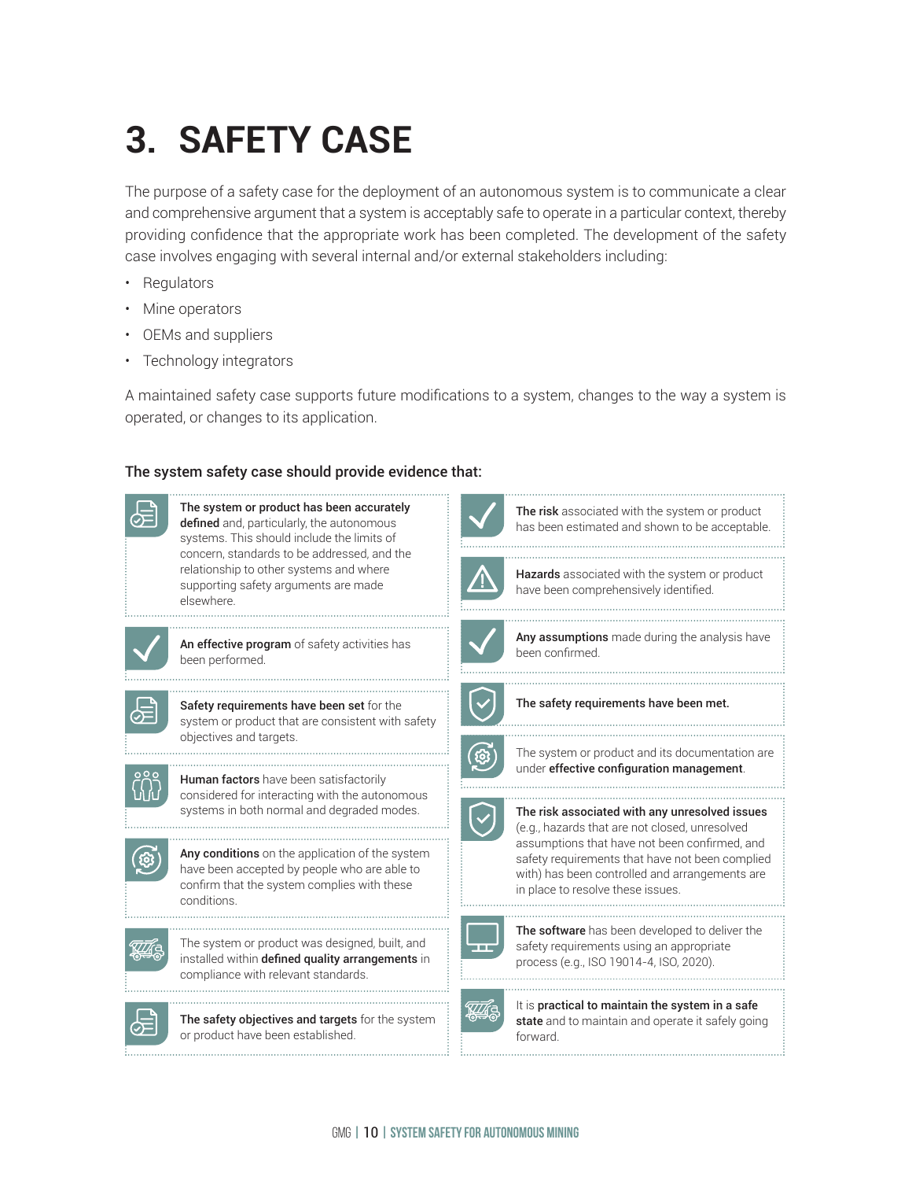# 3. SAFETY CASE

The purpose of a safety case for the deployment of an autonomous system is to communicate a clear and comprehensive argument that a system is acceptably safe to operate in a particular context, thereby providing confidence that the appropriate work has been completed. The development of the safety case involves engaging with several internal and/or external stakeholders including:

- Regulators
- Mine operators
- OEMs and suppliers
- Technology integrators

A maintained safety case supports future modifications to a system, changes to the way a system is operated, or changes to its application.

**The system safety case should provide evidence that:**

- **The system or product has been accurately defined** and, particularly, the autonomous systems. This should include the limits of concern, standards to be addressed, and the relationship to other systems and where supporting safety arguments are made elsewhere.
- **An effective program** of safety activities has been performed.
- **Safety requirements have been set** for the system or product that are consistent with safety objectives and targets.
- **Human factors** have been satisfactorily considered for interacting with the autonomous systems in both normal and degraded modes.
- **Any conditions** on the application of the system have been accepted by people who are able to confirm that the system complies with these conditions.
- The system or product was designed, built, and installed within **defined quality arrangements** in compliance with relevant standards.
- **The safety objectives and targets** for the system or product have been established.
- **The risk** associated with the system or product has been estimated and shown to be acceptable.
- **Hazards** associated with the system or product have been comprehensively identified.
- **Any assumptions** made during the analysis have been confirmed.
- **The safety requirements have been met.**
- The system or product and its documentation are under **effective configuration management**.
- **The risk associated with any unresolved issues** (e.g., hazards that are not closed, unresolved assumptions that have not been confirmed, and safety requirements that have not been complied with) has been controlled and arrangements are in place to resolve these issues.
- **The software** has been developed to deliver the safety requirements using an appropriate process (e.g., ISO 19014-4, ISO, 2020).
- It is **practical to maintain the system in a safe state** and to maintain and operate it safely going forward.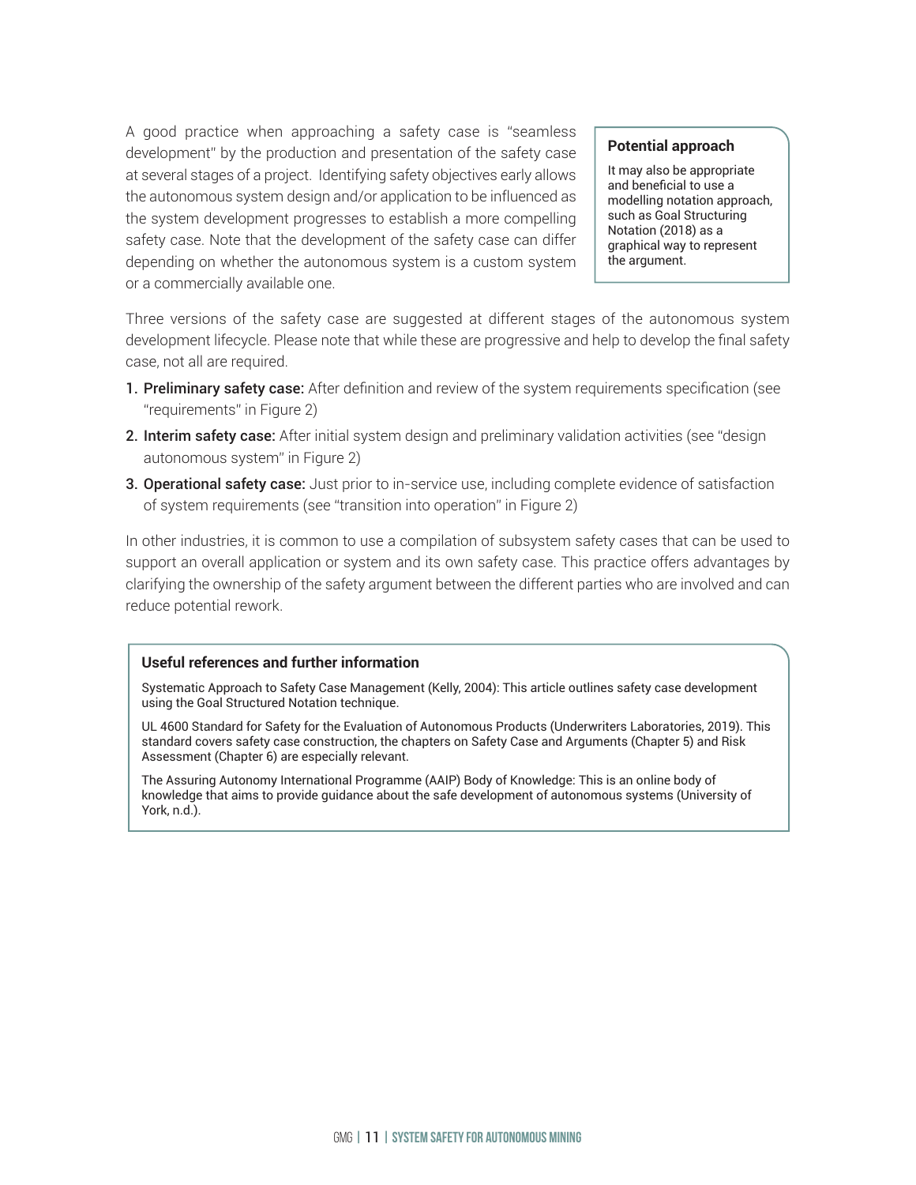A good practice when approaching a safety case is "seamless development" by the production and presentation of the safety case at several stages of a project. Identifying safety objectives early allows the autonomous system design and/or application to be influenced as the system development progresses to establish a more compelling safety case. Note that the development of the safety case can differ depending on whether the autonomous system is a custom system or a commercially available one.

> **Potential approach**
>
> It may also be appropriate and beneficial to use a modelling notation approach, such as Goal Structuring Notation (2018) as a graphical way to represent the argument.

Three versions of the safety case are suggested at different stages of the autonomous system development lifecycle. Please note that while these are progressive and help to develop the final safety case, not all are required.

1. **Preliminary safety case:** After definition and review of the system requirements specification (see "requirements" in Figure 2)
2. **Interim safety case:** After initial system design and preliminary validation activities (see "design autonomous system" in Figure 2)
3. **Operational safety case:** Just prior to in-service use, including complete evidence of satisfaction of system requirements (see "transition into operation" in Figure 2)

In other industries, it is common to use a compilation of subsystem safety cases that can be used to support an overall application or system and its own safety case. This practice offers advantages by clarifying the ownership of the safety argument between the different parties who are involved and can reduce potential rework.

> **Useful references and further information**
>
> Systematic Approach to Safety Case Management (Kelly, 2004): This article outlines safety case development using the Goal Structured Notation technique.
>
> UL 4600 Standard for Safety for the Evaluation of Autonomous Products (Underwriters Laboratories, 2019). This standard covers safety case construction, the chapters on Safety Case and Arguments (Chapter 5) and Risk Assessment (Chapter 6) are especially relevant.
>
> The Assuring Autonomy International Programme (AAIP) Body of Knowledge: This is an online body of knowledge that aims to provide guidance about the safe development of autonomous systems (University of York, n.d.).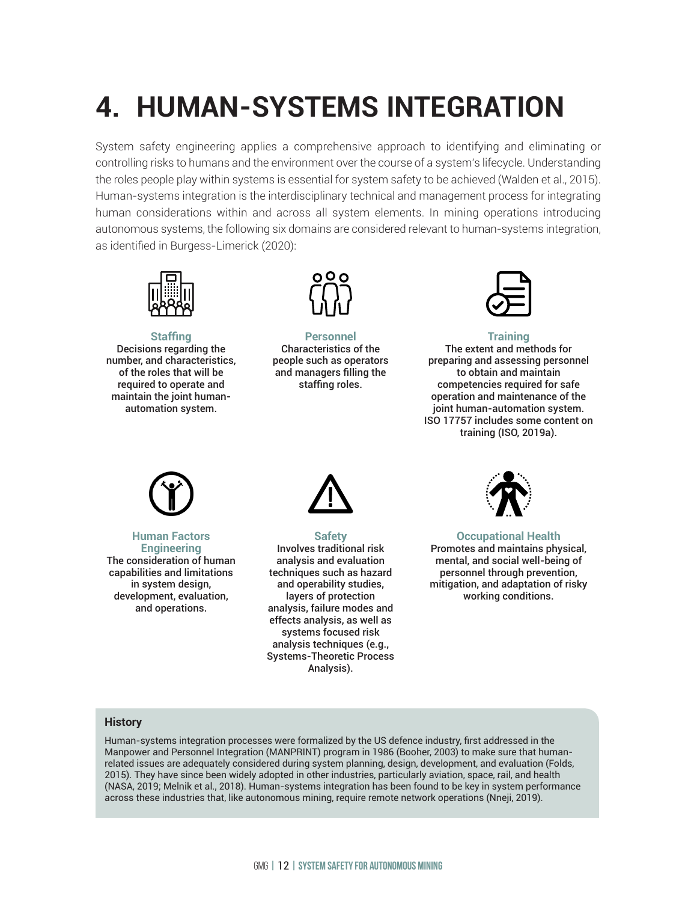# 4. HUMAN-SYSTEMS INTEGRATION

System safety engineering applies a comprehensive approach to identifying and eliminating or controlling risks to humans and the environment over the course of a system's lifecycle. Understanding the roles people play within systems is essential for system safety to be achieved (Walden et al., 2015). Human-systems integration is the interdisciplinary technical and management process for integrating human considerations within and across all system elements. In mining operations introducing autonomous systems, the following six domains are considered relevant to human-systems integration, as identified in Burgess-Limerick (2020):

**Staffing**
Decisions regarding the number, and characteristics, of the roles that will be required to operate and maintain the joint human-automation system.

**Personnel**
Characteristics of the people such as operators and managers filling the staffing roles.

**Training**
The extent and methods for preparing and assessing personnel to obtain and maintain competencies required for safe operation and maintenance of the joint human-automation system. ISO 17757 includes some content on training (ISO, 2019a).

**Human Factors Engineering**
The consideration of human capabilities and limitations in system design, development, evaluation, and operations.

**Safety**
Involves traditional risk analysis and evaluation techniques such as hazard and operability studies, layers of protection analysis, failure modes and effects analysis, as well as systems focused risk analysis techniques (e.g., Systems-Theoretic Process Analysis).

**Occupational Health**
Promotes and maintains physical, mental, and social well-being of personnel through prevention, mitigation, and adaptation of risky working conditions.

**History**

Human-systems integration processes were formalized by the US defence industry, first addressed in the Manpower and Personnel Integration (MANPRINT) program in 1986 (Booher, 2003) to make sure that human-related issues are adequately considered during system planning, design, development, and evaluation (Folds, 2015). They have since been widely adopted in other industries, particularly aviation, space, rail, and health (NASA, 2019; Melnik et al., 2018). Human-systems integration has been found to be key in system performance across these industries that, like autonomous mining, require remote network operations (Nneji, 2019).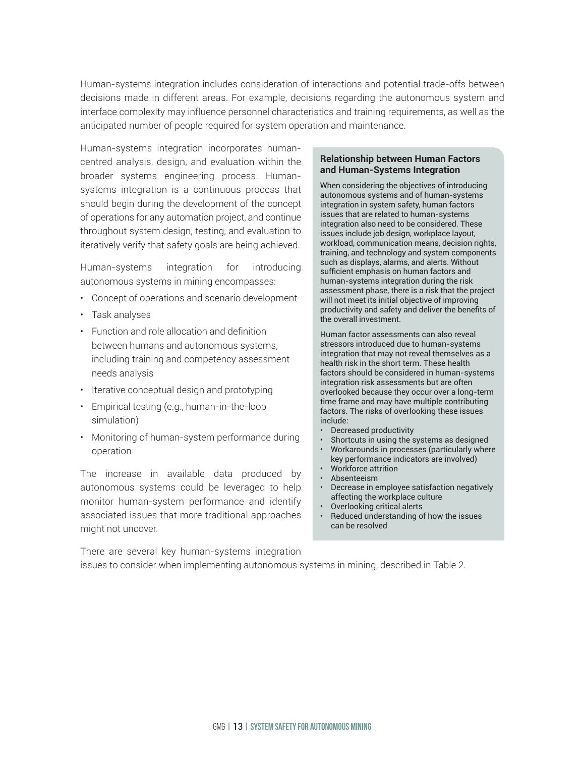Human-systems integration includes consideration of interactions and potential trade-offs between decisions made in different areas. For example, decisions regarding the autonomous system and interface complexity may influence personnel characteristics and training requirements, as well as the anticipated number of people required for system operation and maintenance.

Human-systems integration incorporates human-centred analysis, design, and evaluation within the broader systems engineering process. Human-systems integration is a continuous process that should begin during the development of the concept of operations for any automation project, and continue throughout system design, testing, and evaluation to iteratively verify that safety goals are being achieved.

Human-systems integration for introducing autonomous systems in mining encompasses:

- Concept of operations and scenario development
- Task analyses
- Function and role allocation and definition between humans and autonomous systems, including training and competency assessment needs analysis
- Iterative conceptual design and prototyping
- Empirical testing (e.g., human-in-the-loop simulation)
- Monitoring of human-system performance during operation

The increase in available data produced by autonomous systems could be leveraged to help monitor human-system performance and identify associated issues that more traditional approaches might not uncover.

There are several key human-systems integration issues to consider when implementing autonomous systems in mining, described in Table 2.

**Relationship between Human Factors and Human-Systems Integration**

When considering the objectives of introducing autonomous systems and of human-systems integration in system safety, human factors issues that are related to human-systems integration also need to be considered. These issues include job design, workplace layout, workload, communication means, decision rights, training, and technology and system components such as displays, alarms, and alerts. Without sufficient emphasis on human factors and human-systems integration during the risk assessment phase, there is a risk that the project will not meet its initial objective of improving productivity and safety and deliver the benefits of the overall investment.

Human factor assessments can also reveal stressors introduced due to human-systems integration that may not reveal themselves as a health risk in the short term. These health factors should be considered in human-systems integration risk assessments but are often overlooked because they occur over a long-term time frame and may have multiple contributing factors. The risks of overlooking these issues include:

- Decreased productivity
- Shortcuts in using the systems as designed
- Workarounds in processes (particularly where key performance indicators are involved)
- Workforce attrition
- Absenteeism
- Decrease in employee satisfaction negatively affecting the workplace culture
- Overlooking critical alerts
- Reduced understanding of how the issues can be resolved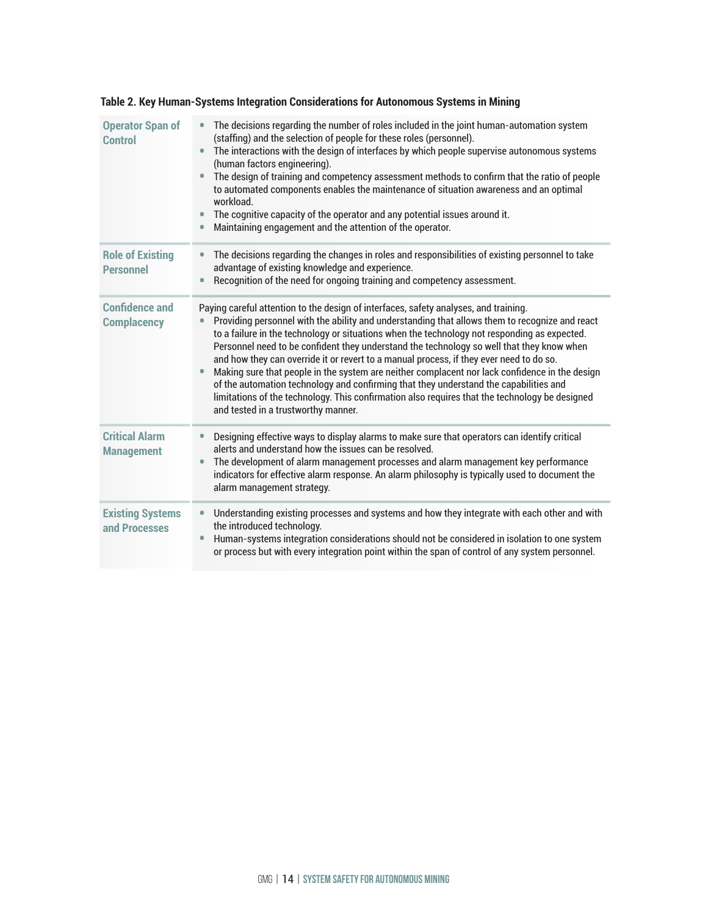**Table 2. Key Human-Systems Integration Considerations for Autonomous Systems in Mining**

| | |
|---|---|
| **Operator Span of Control** | • The decisions regarding the number of roles included in the joint human-automation system (staffing) and the selection of people for these roles (personnel).<br>• The interactions with the design of interfaces by which people supervise autonomous systems (human factors engineering).<br>• The design of training and competency assessment methods to confirm that the ratio of people to automated components enables the maintenance of situation awareness and an optimal workload.<br>• The cognitive capacity of the operator and any potential issues around it.<br>• Maintaining engagement and the attention of the operator. |
| **Role of Existing Personnel** | • The decisions regarding the changes in roles and responsibilities of existing personnel to take advantage of existing knowledge and experience.<br>• Recognition of the need for ongoing training and competency assessment. |
| **Confidence and Complacency** | Paying careful attention to the design of interfaces, safety analyses, and training.<br>• Providing personnel with the ability and understanding that allows them to recognize and react to a failure in the technology or situations when the technology not responding as expected. Personnel need to be confident they understand the technology so well that they know when and how they can override it or revert to a manual process, if they ever need to do so.<br>• Making sure that people in the system are neither complacent nor lack confidence in the design of the automation technology and confirming that they understand the capabilities and limitations of the technology. This confirmation also requires that the technology be designed and tested in a trustworthy manner. |
| **Critical Alarm Management** | • Designing effective ways to display alarms to make sure that operators can identify critical alerts and understand how the issues can be resolved.<br>• The development of alarm management processes and alarm management key performance indicators for effective alarm response. An alarm philosophy is typically used to document the alarm management strategy. |
| **Existing Systems and Processes** | • Understanding existing processes and systems and how they integrate with each other and with the introduced technology.<br>• Human-systems integration considerations should not be considered in isolation to one system or process but with every integration point within the span of control of any system personnel. |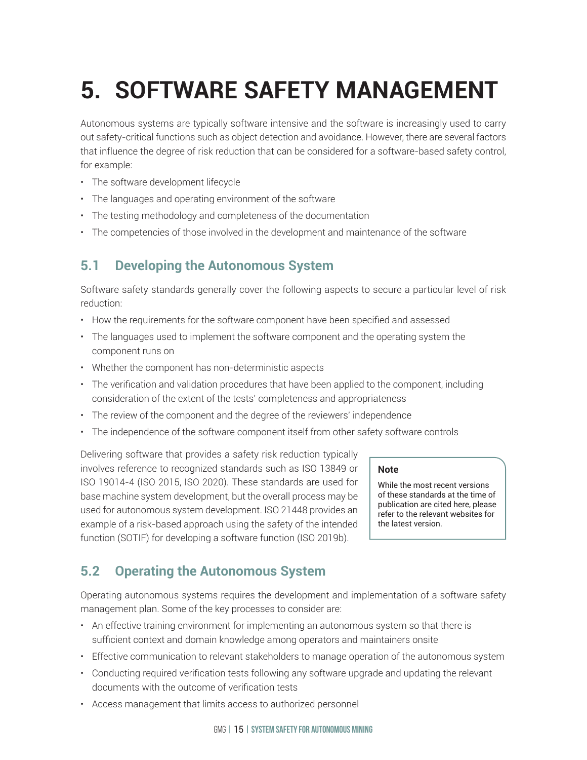# 5. SOFTWARE SAFETY MANAGEMENT

Autonomous systems are typically software intensive and the software is increasingly used to carry out safety-critical functions such as object detection and avoidance. However, there are several factors that influence the degree of risk reduction that can be considered for a software-based safety control, for example:

- The software development lifecycle
- The languages and operating environment of the software
- The testing methodology and completeness of the documentation
- The competencies of those involved in the development and maintenance of the software

## 5.1 Developing the Autonomous System

Software safety standards generally cover the following aspects to secure a particular level of risk reduction:

- How the requirements for the software component have been specified and assessed
- The languages used to implement the software component and the operating system the component runs on
- Whether the component has non-deterministic aspects
- The verification and validation procedures that have been applied to the component, including consideration of the extent of the tests' completeness and appropriateness
- The review of the component and the degree of the reviewers' independence
- The independence of the software component itself from other safety software controls

Delivering software that provides a safety risk reduction typically involves reference to recognized standards such as ISO 13849 or ISO 19014-4 (ISO 2015, ISO 2020). These standards are used for base machine system development, but the overall process may be used for autonomous system development. ISO 21448 provides an example of a risk-based approach using the safety of the intended function (SOTIF) for developing a software function (ISO 2019b).

> **Note**
>
> While the most recent versions of these standards at the time of publication are cited here, please refer to the relevant websites for the latest version.

## 5.2 Operating the Autonomous System

Operating autonomous systems requires the development and implementation of a software safety management plan. Some of the key processes to consider are:

- An effective training environment for implementing an autonomous system so that there is sufficient context and domain knowledge among operators and maintainers onsite
- Effective communication to relevant stakeholders to manage operation of the autonomous system
- Conducting required verification tests following any software upgrade and updating the relevant documents with the outcome of verification tests
- Access management that limits access to authorized personnel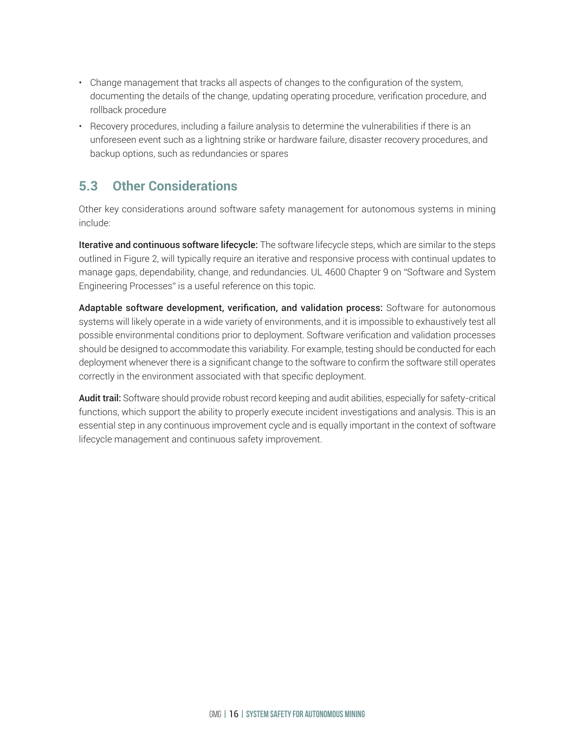- Change management that tracks all aspects of changes to the configuration of the system, documenting the details of the change, updating operating procedure, verification procedure, and rollback procedure
- Recovery procedures, including a failure analysis to determine the vulnerabilities if there is an unforeseen event such as a lightning strike or hardware failure, disaster recovery procedures, and backup options, such as redundancies or spares

## 5.3 Other Considerations

Other key considerations around software safety management for autonomous systems in mining include:

**Iterative and continuous software lifecycle:** The software lifecycle steps, which are similar to the steps outlined in Figure 2, will typically require an iterative and responsive process with continual updates to manage gaps, dependability, change, and redundancies. UL 4600 Chapter 9 on "Software and System Engineering Processes" is a useful reference on this topic.

**Adaptable software development, verification, and validation process:** Software for autonomous systems will likely operate in a wide variety of environments, and it is impossible to exhaustively test all possible environmental conditions prior to deployment. Software verification and validation processes should be designed to accommodate this variability. For example, testing should be conducted for each deployment whenever there is a significant change to the software to confirm the software still operates correctly in the environment associated with that specific deployment.

**Audit trail:** Software should provide robust record keeping and audit abilities, especially for safety-critical functions, which support the ability to properly execute incident investigations and analysis. This is an essential step in any continuous improvement cycle and is equally important in the context of software lifecycle management and continuous safety improvement.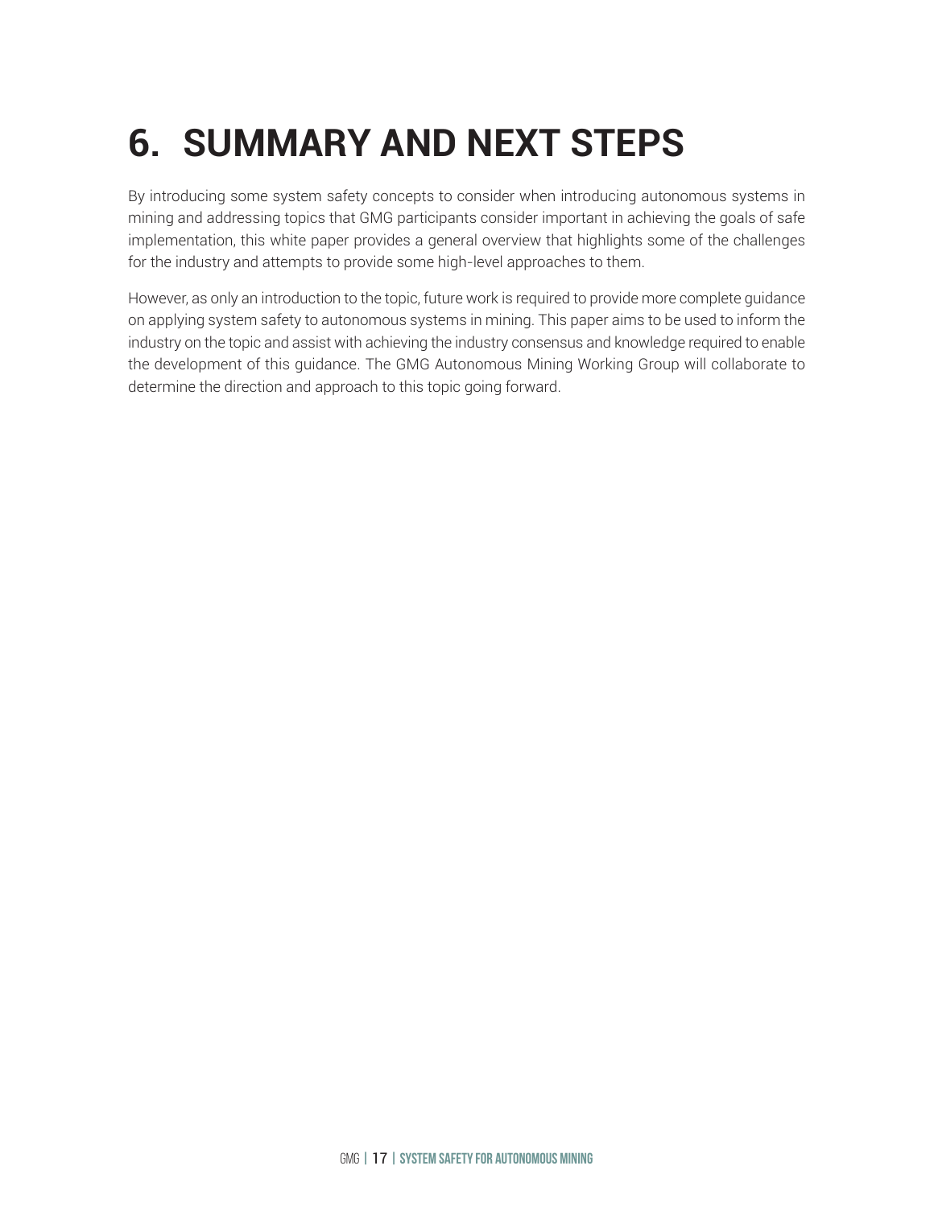# 6. SUMMARY AND NEXT STEPS

By introducing some system safety concepts to consider when introducing autonomous systems in mining and addressing topics that GMG participants consider important in achieving the goals of safe implementation, this white paper provides a general overview that highlights some of the challenges for the industry and attempts to provide some high-level approaches to them.

However, as only an introduction to the topic, future work is required to provide more complete guidance on applying system safety to autonomous systems in mining. This paper aims to be used to inform the industry on the topic and assist with achieving the industry consensus and knowledge required to enable the development of this guidance. The GMG Autonomous Mining Working Group will collaborate to determine the direction and approach to this topic going forward.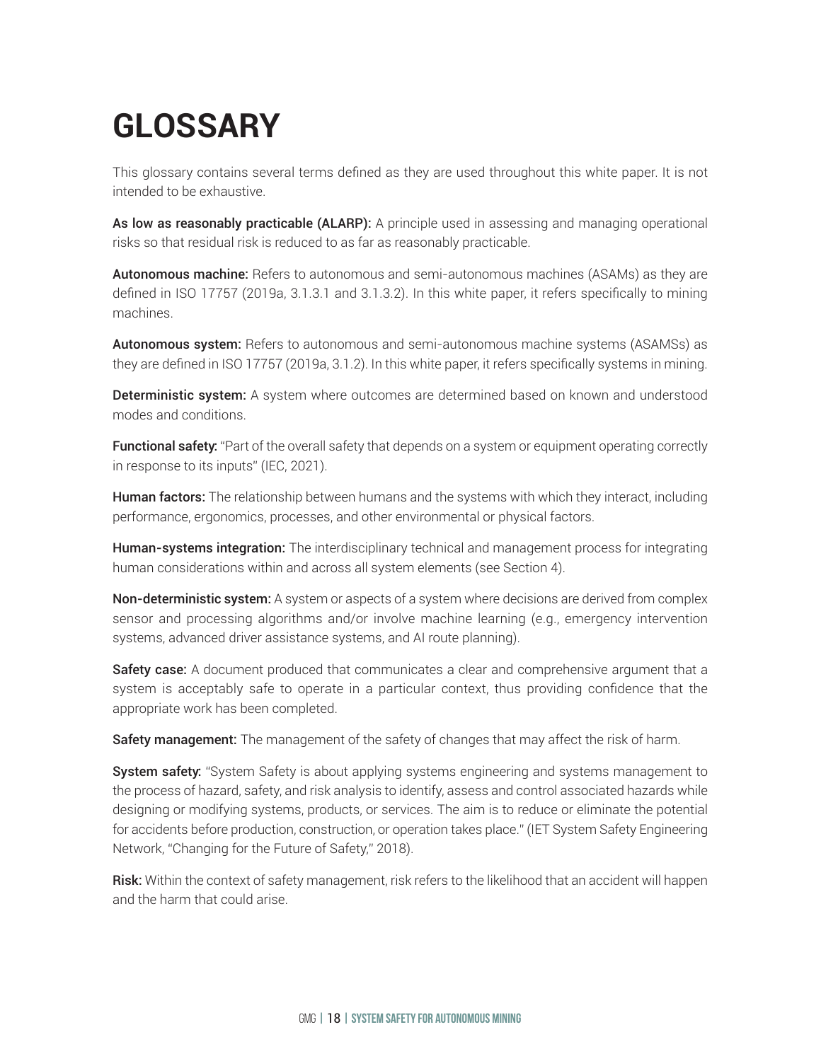# GLOSSARY

This glossary contains several terms defined as they are used throughout this white paper. It is not intended to be exhaustive.

**As low as reasonably practicable (ALARP):** A principle used in assessing and managing operational risks so that residual risk is reduced to as far as reasonably practicable.

**Autonomous machine:** Refers to autonomous and semi-autonomous machines (ASAMs) as they are defined in ISO 17757 (2019a, 3.1.3.1 and 3.1.3.2). In this white paper, it refers specifically to mining machines.

**Autonomous system:** Refers to autonomous and semi-autonomous machine systems (ASAMSs) as they are defined in ISO 17757 (2019a, 3.1.2). In this white paper, it refers specifically systems in mining.

**Deterministic system:** A system where outcomes are determined based on known and understood modes and conditions.

**Functional safety:** "Part of the overall safety that depends on a system or equipment operating correctly in response to its inputs" (IEC, 2021).

**Human factors:** The relationship between humans and the systems with which they interact, including performance, ergonomics, processes, and other environmental or physical factors.

**Human-systems integration:** The interdisciplinary technical and management process for integrating human considerations within and across all system elements (see Section 4).

**Non-deterministic system:** A system or aspects of a system where decisions are derived from complex sensor and processing algorithms and/or involve machine learning (e.g., emergency intervention systems, advanced driver assistance systems, and AI route planning).

**Safety case:** A document produced that communicates a clear and comprehensive argument that a system is acceptably safe to operate in a particular context, thus providing confidence that the appropriate work has been completed.

**Safety management:** The management of the safety of changes that may affect the risk of harm.

**System safety:** "System Safety is about applying systems engineering and systems management to the process of hazard, safety, and risk analysis to identify, assess and control associated hazards while designing or modifying systems, products, or services. The aim is to reduce or eliminate the potential for accidents before production, construction, or operation takes place." (IET System Safety Engineering Network, "Changing for the Future of Safety," 2018).

**Risk:** Within the context of safety management, risk refers to the likelihood that an accident will happen and the harm that could arise.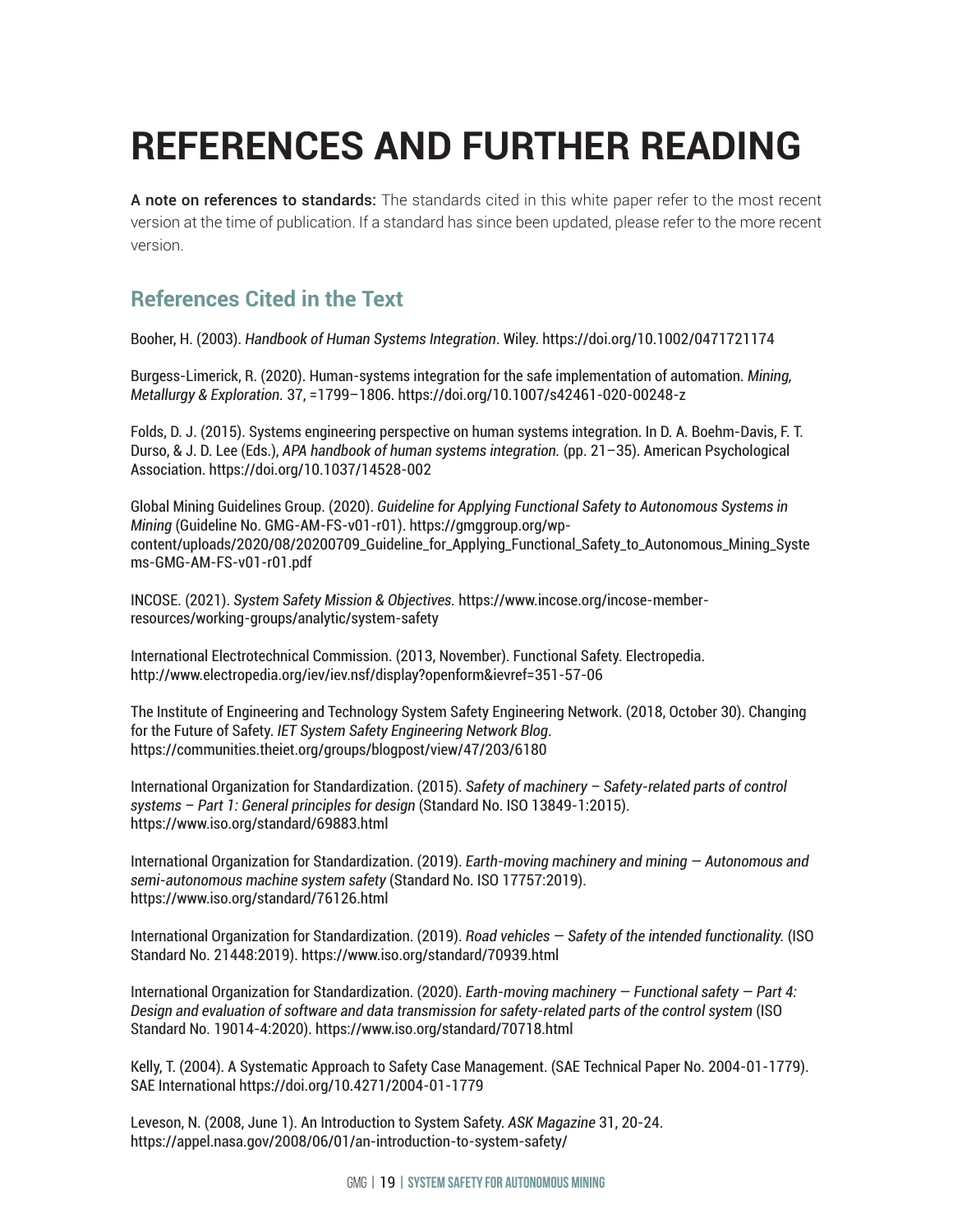# REFERENCES AND FURTHER READING

A note on references to standards: The standards cited in this white paper refer to the most recent version at the time of publication. If a standard has since been updated, please refer to the more recent version.

## References Cited in the Text

Booher, H. (2003). *Handbook of Human Systems Integration*. Wiley. https://doi.org/10.1002/0471721174

Burgess-Limerick, R. (2020). Human-systems integration for the safe implementation of automation. *Mining, Metallurgy & Exploration.* 37, =1799–1806. https://doi.org/10.1007/s42461-020-00248-z

Folds, D. J. (2015). Systems engineering perspective on human systems integration. In D. A. Boehm-Davis, F. T. Durso, & J. D. Lee (Eds.), *APA handbook of human systems integration.* (pp. 21–35). American Psychological Association. https://doi.org/10.1037/14528-002

Global Mining Guidelines Group. (2020). *Guideline for Applying Functional Safety to Autonomous Systems in Mining* (Guideline No. GMG-AM-FS-v01-r01). https://gmggroup.org/wp-content/uploads/2020/08/20200709_Guideline_for_Applying_Functional_Safety_to_Autonomous_Mining_Systems-GMG-AM-FS-v01-r01.pdf

INCOSE. (2021). *System Safety Mission & Objectives.* https://www.incose.org/incose-member-resources/working-groups/analytic/system-safety

International Electrotechnical Commission. (2013, November). Functional Safety. Electropedia. http://www.electropedia.org/iev/iev.nsf/display?openform&ievref=351-57-06

The Institute of Engineering and Technology System Safety Engineering Network. (2018, October 30). Changing for the Future of Safety. *IET System Safety Engineering Network Blog*. https://communities.theiet.org/groups/blogpost/view/47/203/6180

International Organization for Standardization. (2015). *Safety of machinery – Safety-related parts of control systems – Part 1: General principles for design* (Standard No. ISO 13849-1:2015). https://www.iso.org/standard/69883.html

International Organization for Standardization. (2019). *Earth-moving machinery and mining — Autonomous and semi-autonomous machine system safety* (Standard No. ISO 17757:2019). https://www.iso.org/standard/76126.html

International Organization for Standardization. (2019). *Road vehicles — Safety of the intended functionality.* (ISO Standard No. 21448:2019). https://www.iso.org/standard/70939.html

International Organization for Standardization. (2020). *Earth-moving machinery — Functional safety — Part 4: Design and evaluation of software and data transmission for safety-related parts of the control system* (ISO Standard No. 19014-4:2020). https://www.iso.org/standard/70718.html

Kelly, T. (2004). A Systematic Approach to Safety Case Management. (SAE Technical Paper No. 2004-01-1779). SAE International https://doi.org/10.4271/2004-01-1779

Leveson, N. (2008, June 1). An Introduction to System Safety. *ASK Magazine* 31, 20-24. https://appel.nasa.gov/2008/06/01/an-introduction-to-system-safety/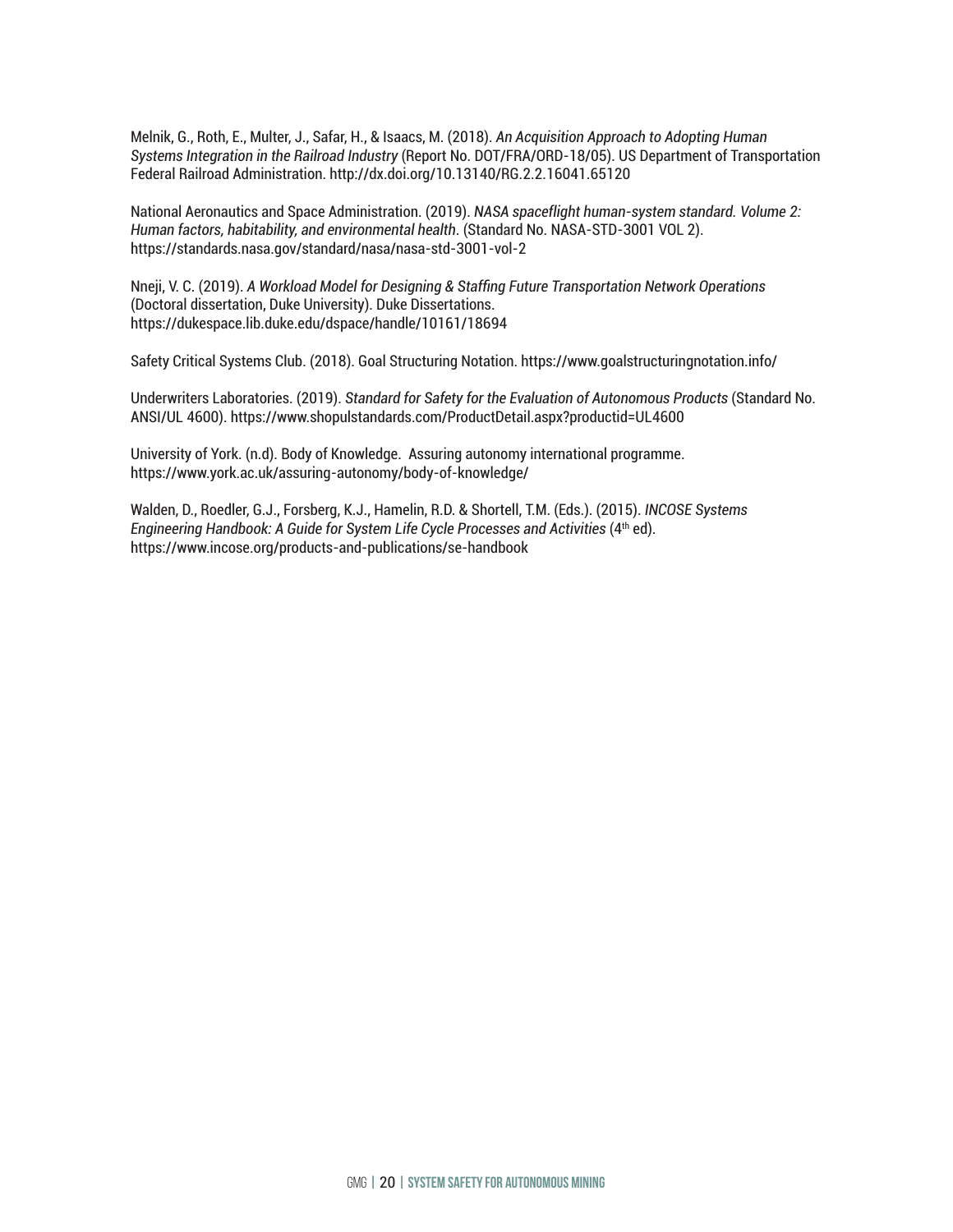Melnik, G., Roth, E., Multer, J., Safar, H., & Isaacs, M. (2018). *An Acquisition Approach to Adopting Human Systems Integration in the Railroad Industry* (Report No. DOT/FRA/ORD-18/05). US Department of Transportation Federal Railroad Administration. http://dx.doi.org/10.13140/RG.2.2.16041.65120

National Aeronautics and Space Administration. (2019). *NASA spaceflight human-system standard. Volume 2: Human factors, habitability, and environmental health*. (Standard No. NASA-STD-3001 VOL 2). https://standards.nasa.gov/standard/nasa/nasa-std-3001-vol-2

Nneji, V. C. (2019). *A Workload Model for Designing & Staffing Future Transportation Network Operations* (Doctoral dissertation, Duke University). Duke Dissertations. https://dukespace.lib.duke.edu/dspace/handle/10161/18694

Safety Critical Systems Club. (2018). Goal Structuring Notation. https://www.goalstructuringnotation.info/

Underwriters Laboratories. (2019). *Standard for Safety for the Evaluation of Autonomous Products* (Standard No. ANSI/UL 4600). https://www.shopulstandards.com/ProductDetail.aspx?productid=UL4600

University of York. (n.d). Body of Knowledge. Assuring autonomy international programme. https://www.york.ac.uk/assuring-autonomy/body-of-knowledge/

Walden, D., Roedler, G.J., Forsberg, K.J., Hamelin, R.D. & Shortell, T.M. (Eds.). (2015). *INCOSE Systems Engineering Handbook: A Guide for System Life Cycle Processes and Activities* (4th ed). https://www.incose.org/products-and-publications/se-handbook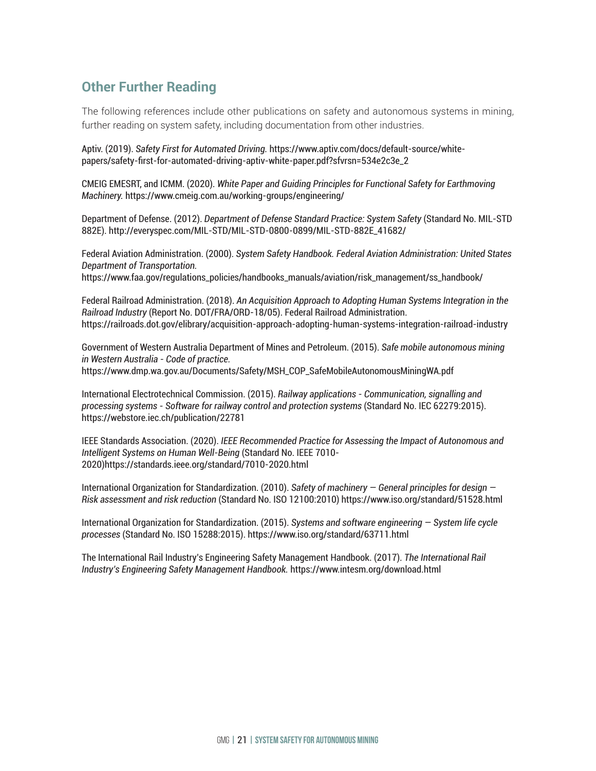## Other Further Reading

The following references include other publications on safety and autonomous systems in mining, further reading on system safety, including documentation from other industries.

Aptiv. (2019). *Safety First for Automated Driving.* https://www.aptiv.com/docs/default-source/white-papers/safety-first-for-automated-driving-aptiv-white-paper.pdf?sfvrsn=534e2c3e_2

CMEIG EMESRT, and ICMM. (2020). *White Paper and Guiding Principles for Functional Safety for Earthmoving Machinery.* https://www.cmeig.com.au/working-groups/engineering/

Department of Defense. (2012). *Department of Defense Standard Practice: System Safety* (Standard No. MIL-STD 882E). http://everyspec.com/MIL-STD/MIL-STD-0800-0899/MIL-STD-882E_41682/

Federal Aviation Administration. (2000). *System Safety Handbook. Federal Aviation Administration: United States Department of Transportation.* https://www.faa.gov/regulations_policies/handbooks_manuals/aviation/risk_management/ss_handbook/

Federal Railroad Administration. (2018). *An Acquisition Approach to Adopting Human Systems Integration in the Railroad Industry* (Report No. DOT/FRA/ORD-18/05). Federal Railroad Administration. https://railroads.dot.gov/elibrary/acquisition-approach-adopting-human-systems-integration-railroad-industry

Government of Western Australia Department of Mines and Petroleum. (2015). *Safe mobile autonomous mining in Western Australia - Code of practice.* https://www.dmp.wa.gov.au/Documents/Safety/MSH_COP_SafeMobileAutonomousMiningWA.pdf

International Electrotechnical Commission. (2015). *Railway applications - Communication, signalling and processing systems - Software for railway control and protection systems* (Standard No. IEC 62279:2015). https://webstore.iec.ch/publication/22781

IEEE Standards Association. (2020). *IEEE Recommended Practice for Assessing the Impact of Autonomous and Intelligent Systems on Human Well-Being* (Standard No. IEEE 7010-2020)https://standards.ieee.org/standard/7010-2020.html

International Organization for Standardization. (2010). *Safety of machinery — General principles for design — Risk assessment and risk reduction* (Standard No. ISO 12100:2010) https://www.iso.org/standard/51528.html

International Organization for Standardization. (2015). *Systems and software engineering — System life cycle processes* (Standard No. ISO 15288:2015). https://www.iso.org/standard/63711.html

The International Rail Industry's Engineering Safety Management Handbook. (2017). *The International Rail Industry's Engineering Safety Management Handbook.* https://www.intesm.org/download.html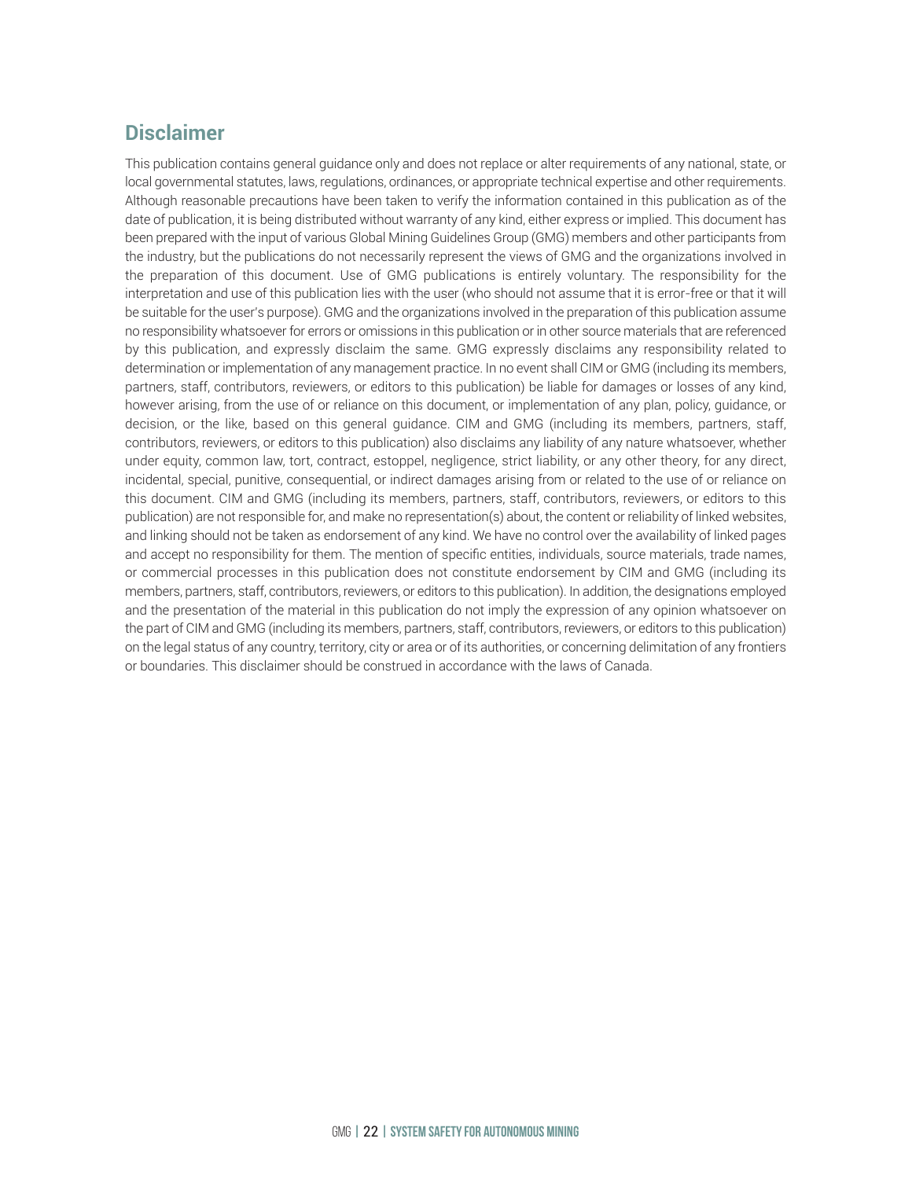## Disclaimer

This publication contains general guidance only and does not replace or alter requirements of any national, state, or local governmental statutes, laws, regulations, ordinances, or appropriate technical expertise and other requirements. Although reasonable precautions have been taken to verify the information contained in this publication as of the date of publication, it is being distributed without warranty of any kind, either express or implied. This document has been prepared with the input of various Global Mining Guidelines Group (GMG) members and other participants from the industry, but the publications do not necessarily represent the views of GMG and the organizations involved in the preparation of this document. Use of GMG publications is entirely voluntary. The responsibility for the interpretation and use of this publication lies with the user (who should not assume that it is error-free or that it will be suitable for the user's purpose). GMG and the organizations involved in the preparation of this publication assume no responsibility whatsoever for errors or omissions in this publication or in other source materials that are referenced by this publication, and expressly disclaim the same. GMG expressly disclaims any responsibility related to determination or implementation of any management practice. In no event shall CIM or GMG (including its members, partners, staff, contributors, reviewers, or editors to this publication) be liable for damages or losses of any kind, however arising, from the use of or reliance on this document, or implementation of any plan, policy, guidance, or decision, or the like, based on this general guidance. CIM and GMG (including its members, partners, staff, contributors, reviewers, or editors to this publication) also disclaims any liability of any nature whatsoever, whether under equity, common law, tort, contract, estoppel, negligence, strict liability, or any other theory, for any direct, incidental, special, punitive, consequential, or indirect damages arising from or related to the use of or reliance on this document. CIM and GMG (including its members, partners, staff, contributors, reviewers, or editors to this publication) are not responsible for, and make no representation(s) about, the content or reliability of linked websites, and linking should not be taken as endorsement of any kind. We have no control over the availability of linked pages and accept no responsibility for them. The mention of specific entities, individuals, source materials, trade names, or commercial processes in this publication does not constitute endorsement by CIM and GMG (including its members, partners, staff, contributors, reviewers, or editors to this publication). In addition, the designations employed and the presentation of the material in this publication do not imply the expression of any opinion whatsoever on the part of CIM and GMG (including its members, partners, staff, contributors, reviewers, or editors to this publication) on the legal status of any country, territory, city or area or of its authorities, or concerning delimitation of any frontiers or boundaries. This disclaimer should be construed in accordance with the laws of Canada.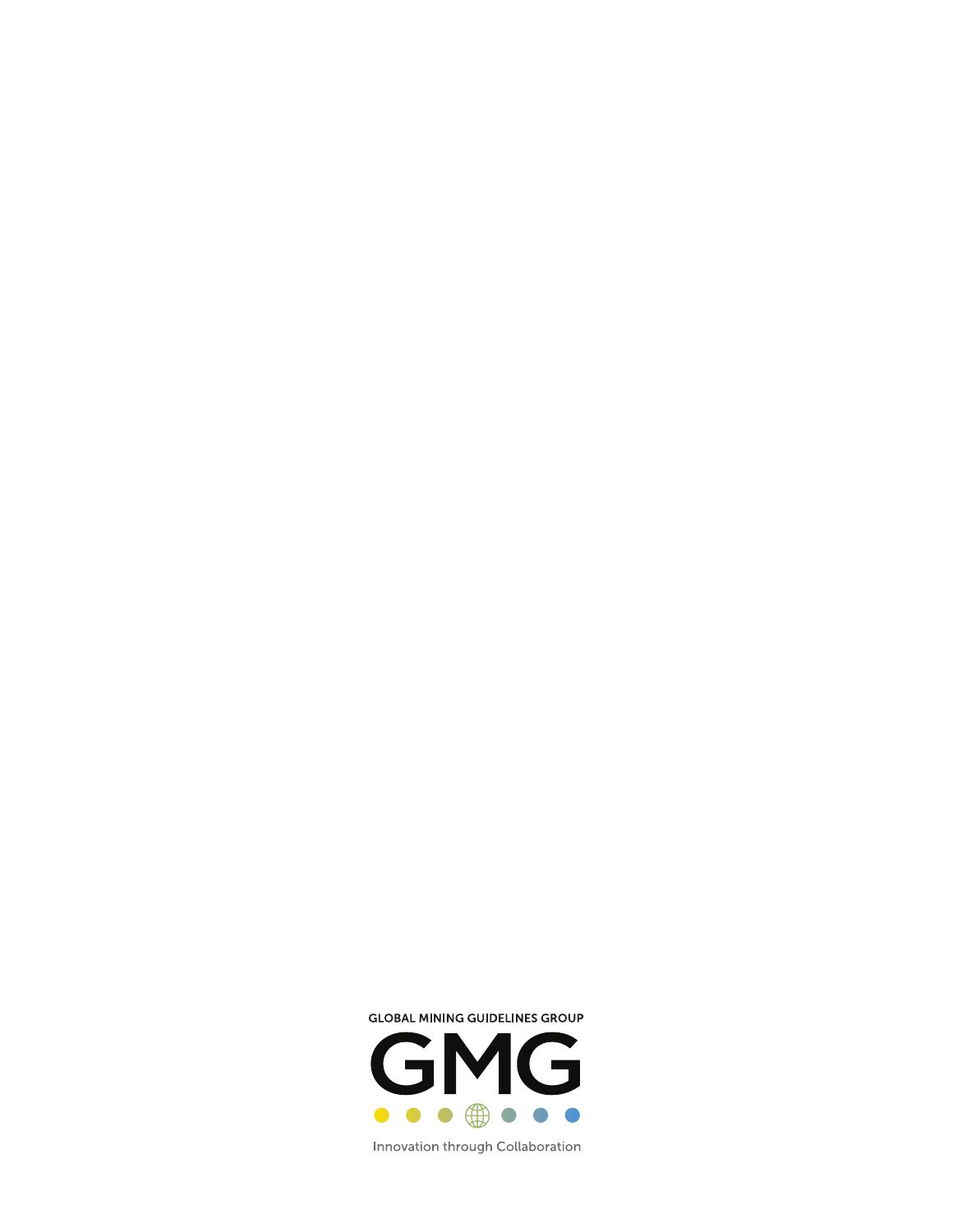GLOBAL MINING GUIDELINES GROUP

GMG

Innovation through Collaboration